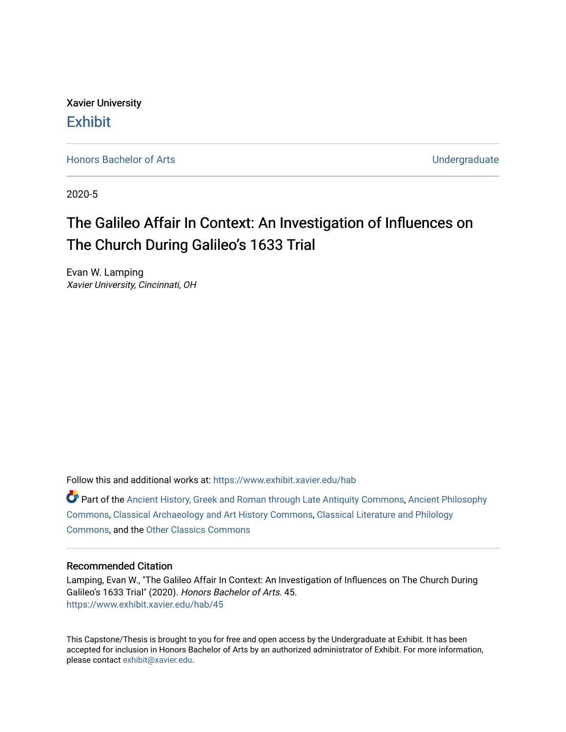Xavier University

## Exhibit

Honors Bachelor of Arts | Undergraduate

2020-5

# The Galileo Affair In Context: An Investigation of Influences on The Church During Galileo's 1633 Trial

Evan W. Lamping
*Xavier University, Cincinnati, OH*

Follow this and additional works at: https://www.exhibit.xavier.edu/hab

Part of the Ancient History, Greek and Roman through Late Antiquity Commons, Ancient Philosophy Commons, Classical Archaeology and Art History Commons, Classical Literature and Philology Commons, and the Other Classics Commons

### Recommended Citation

Lamping, Evan W., "The Galileo Affair In Context: An Investigation of Influences on The Church During Galileo's 1633 Trial" (2020). *Honors Bachelor of Arts*. 45.
https://www.exhibit.xavier.edu/hab/45

This Capstone/Thesis is brought to you for free and open access by the Undergraduate at Exhibit. It has been accepted for inclusion in Honors Bachelor of Arts by an authorized administrator of Exhibit. For more information, please contact exhibit@xavier.edu.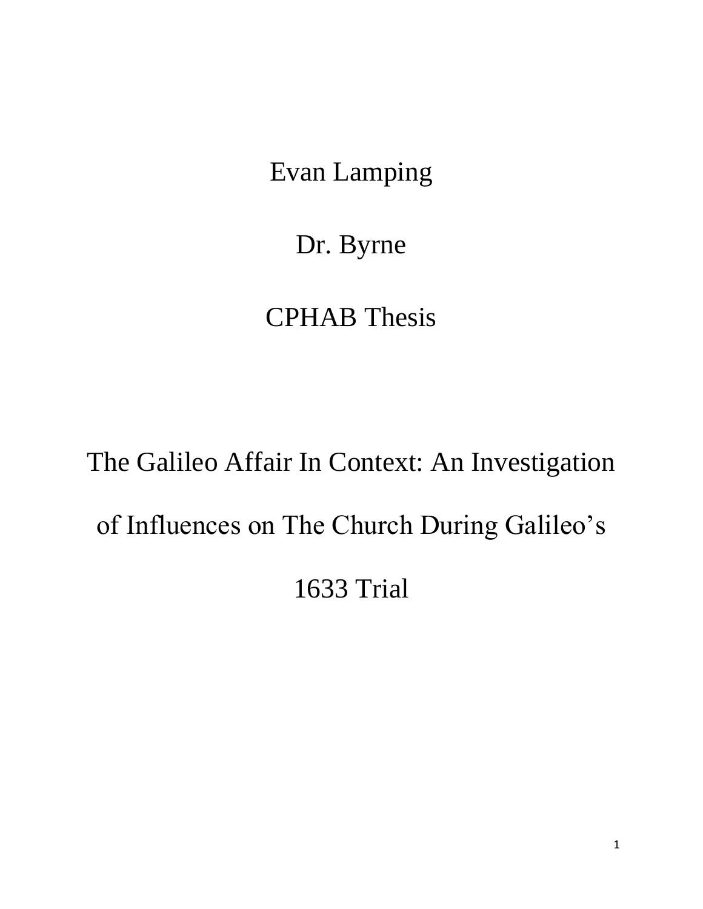Evan Lamping

Dr. Byrne

CPHAB Thesis

# The Galileo Affair In Context: An Investigation of Influences on The Church During Galileo's 1633 Trial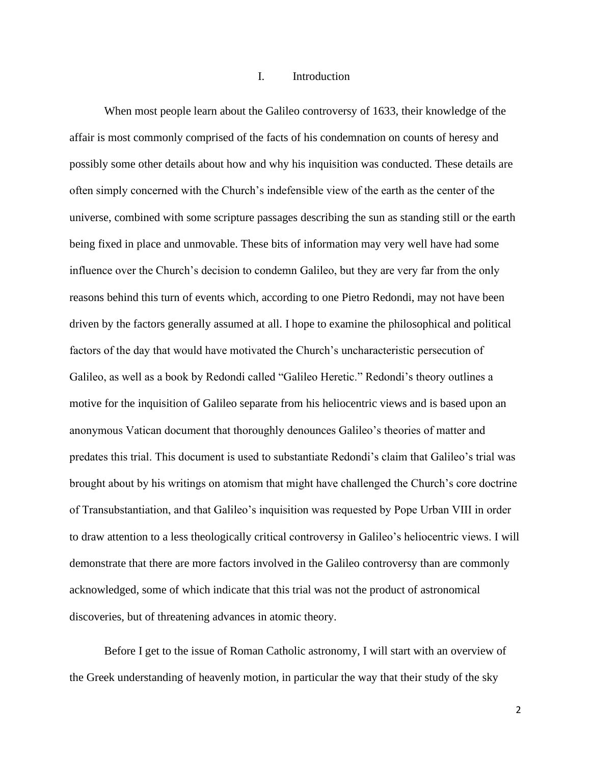# I. Introduction

When most people learn about the Galileo controversy of 1633, their knowledge of the affair is most commonly comprised of the facts of his condemnation on counts of heresy and possibly some other details about how and why his inquisition was conducted. These details are often simply concerned with the Church's indefensible view of the earth as the center of the universe, combined with some scripture passages describing the sun as standing still or the earth being fixed in place and unmovable. These bits of information may very well have had some influence over the Church's decision to condemn Galileo, but they are very far from the only reasons behind this turn of events which, according to one Pietro Redondi, may not have been driven by the factors generally assumed at all. I hope to examine the philosophical and political factors of the day that would have motivated the Church's uncharacteristic persecution of Galileo, as well as a book by Redondi called "Galileo Heretic." Redondi's theory outlines a motive for the inquisition of Galileo separate from his heliocentric views and is based upon an anonymous Vatican document that thoroughly denounces Galileo's theories of matter and predates this trial. This document is used to substantiate Redondi's claim that Galileo's trial was brought about by his writings on atomism that might have challenged the Church's core doctrine of Transubstantiation, and that Galileo's inquisition was requested by Pope Urban VIII in order to draw attention to a less theologically critical controversy in Galileo's heliocentric views. I will demonstrate that there are more factors involved in the Galileo controversy than are commonly acknowledged, some of which indicate that this trial was not the product of astronomical discoveries, but of threatening advances in atomic theory.

Before I get to the issue of Roman Catholic astronomy, I will start with an overview of the Greek understanding of heavenly motion, in particular the way that their study of the sky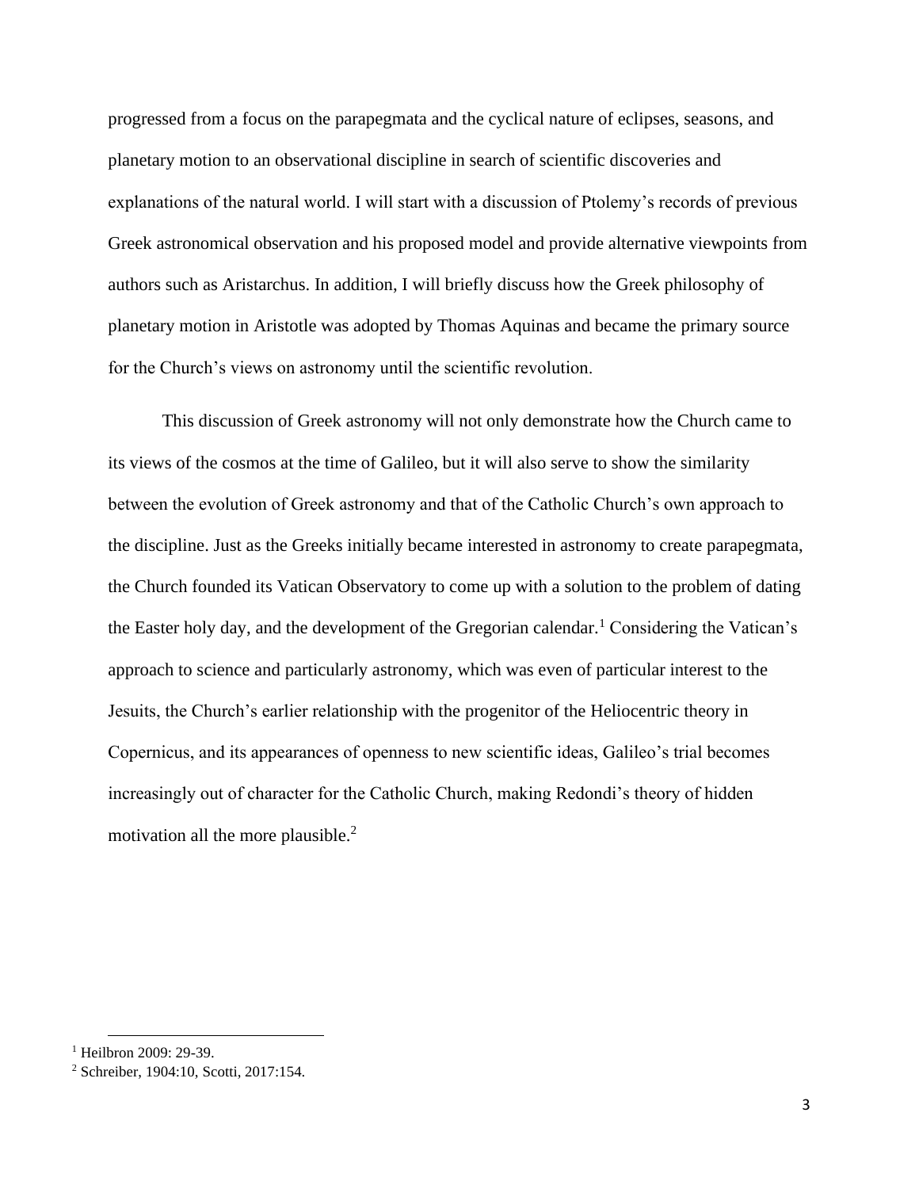progressed from a focus on the parapegmata and the cyclical nature of eclipses, seasons, and planetary motion to an observational discipline in search of scientific discoveries and explanations of the natural world. I will start with a discussion of Ptolemy's records of previous Greek astronomical observation and his proposed model and provide alternative viewpoints from authors such as Aristarchus. In addition, I will briefly discuss how the Greek philosophy of planetary motion in Aristotle was adopted by Thomas Aquinas and became the primary source for the Church's views on astronomy until the scientific revolution.

This discussion of Greek astronomy will not only demonstrate how the Church came to its views of the cosmos at the time of Galileo, but it will also serve to show the similarity between the evolution of Greek astronomy and that of the Catholic Church's own approach to the discipline. Just as the Greeks initially became interested in astronomy to create parapegmata, the Church founded its Vatican Observatory to come up with a solution to the problem of dating the Easter holy day, and the development of the Gregorian calendar.[1] Considering the Vatican's approach to science and particularly astronomy, which was even of particular interest to the Jesuits, the Church's earlier relationship with the progenitor of the Heliocentric theory in Copernicus, and its appearances of openness to new scientific ideas, Galileo's trial becomes increasingly out of character for the Catholic Church, making Redondi's theory of hidden motivation all the more plausible.[2]

---

[1] Heilbron 2009: 29-39.

[2] Schreiber, 1904:10, Scotti, 2017:154.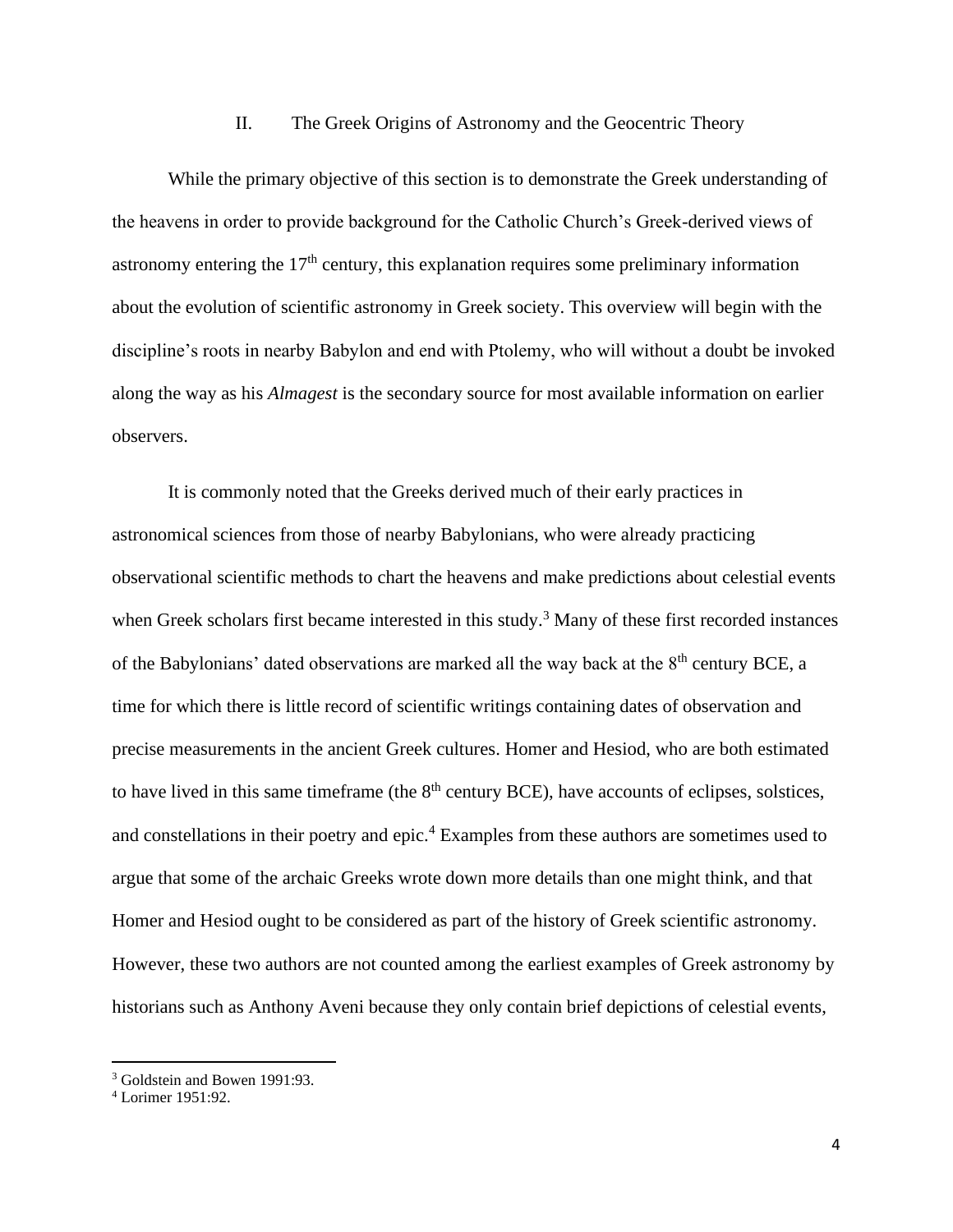## II. The Greek Origins of Astronomy and the Geocentric Theory

While the primary objective of this section is to demonstrate the Greek understanding of the heavens in order to provide background for the Catholic Church's Greek-derived views of astronomy entering the 17th century, this explanation requires some preliminary information about the evolution of scientific astronomy in Greek society. This overview will begin with the discipline's roots in nearby Babylon and end with Ptolemy, who will without a doubt be invoked along the way as his *Almagest* is the secondary source for most available information on earlier observers.

It is commonly noted that the Greeks derived much of their early practices in astronomical sciences from those of nearby Babylonians, who were already practicing observational scientific methods to chart the heavens and make predictions about celestial events when Greek scholars first became interested in this study.[3] Many of these first recorded instances of the Babylonians' dated observations are marked all the way back at the 8th century BCE, a time for which there is little record of scientific writings containing dates of observation and precise measurements in the ancient Greek cultures. Homer and Hesiod, who are both estimated to have lived in this same timeframe (the 8th century BCE), have accounts of eclipses, solstices, and constellations in their poetry and epic.[4] Examples from these authors are sometimes used to argue that some of the archaic Greeks wrote down more details than one might think, and that Homer and Hesiod ought to be considered as part of the history of Greek scientific astronomy. However, these two authors are not counted among the earliest examples of Greek astronomy by historians such as Anthony Aveni because they only contain brief depictions of celestial events,

---

[3] Goldstein and Bowen 1991:93.

[4] Lorimer 1951:92.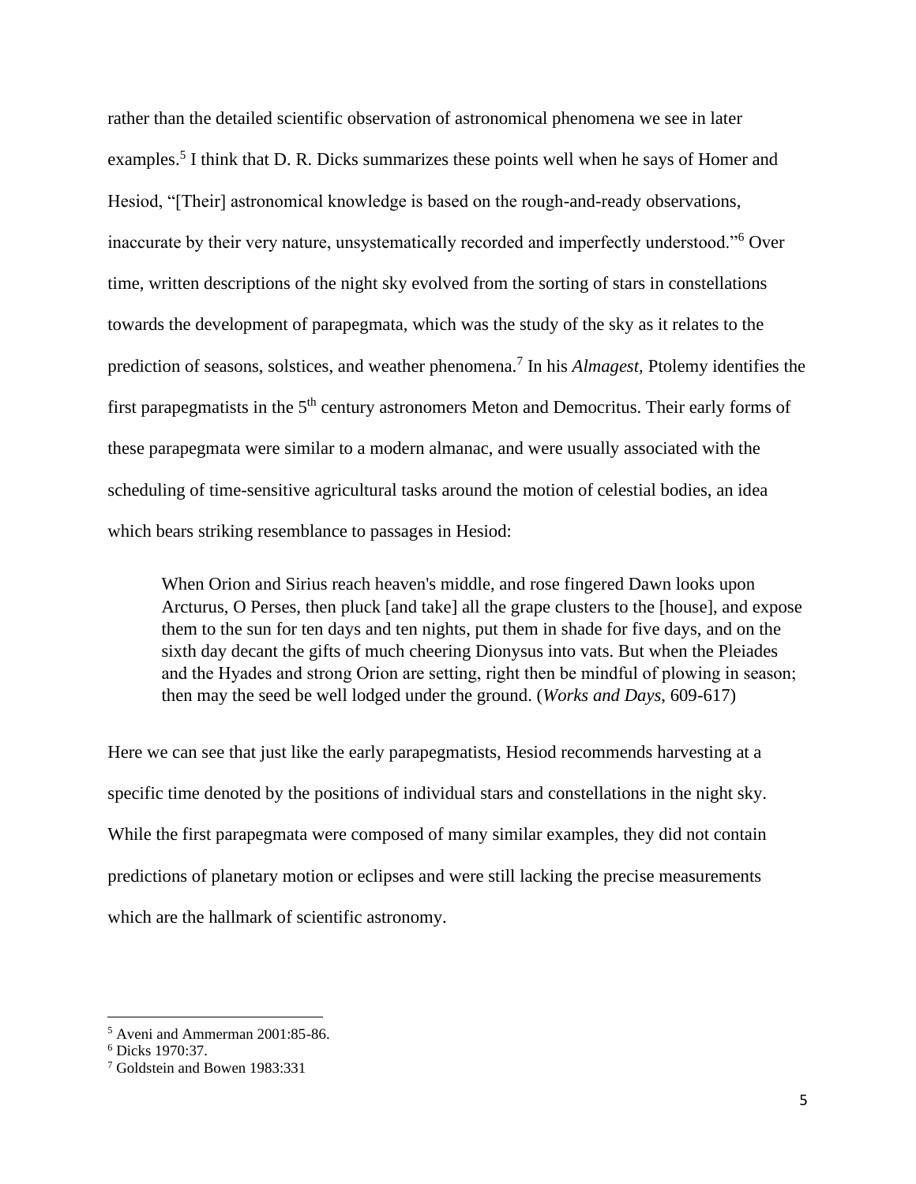rather than the detailed scientific observation of astronomical phenomena we see in later examples.[5] I think that D. R. Dicks summarizes these points well when he says of Homer and Hesiod, "[Their] astronomical knowledge is based on the rough-and-ready observations, inaccurate by their very nature, unsystematically recorded and imperfectly understood."[6] Over time, written descriptions of the night sky evolved from the sorting of stars in constellations towards the development of parapegmata, which was the study of the sky as it relates to the prediction of seasons, solstices, and weather phenomena.[7] In his *Almagest,* Ptolemy identifies the first parapegmatists in the 5th century astronomers Meton and Democritus. Their early forms of these parapegmata were similar to a modern almanac, and were usually associated with the scheduling of time-sensitive agricultural tasks around the motion of celestial bodies, an idea which bears striking resemblance to passages in Hesiod:

> When Orion and Sirius reach heaven's middle, and rose fingered Dawn looks upon Arcturus, O Perses, then pluck [and take] all the grape clusters to the [house], and expose them to the sun for ten days and ten nights, put them in shade for five days, and on the sixth day decant the gifts of much cheering Dionysus into vats. But when the Pleiades and the Hyades and strong Orion are setting, right then be mindful of plowing in season; then may the seed be well lodged under the ground. (*Works and Days,* 609-617)

Here we can see that just like the early parapegmatists, Hesiod recommends harvesting at a specific time denoted by the positions of individual stars and constellations in the night sky. While the first parapegmata were composed of many similar examples, they did not contain predictions of planetary motion or eclipses and were still lacking the precise measurements which are the hallmark of scientific astronomy.

---

[5] Aveni and Ammerman 2001:85-86.

[6] Dicks 1970:37.

[7] Goldstein and Bowen 1983:331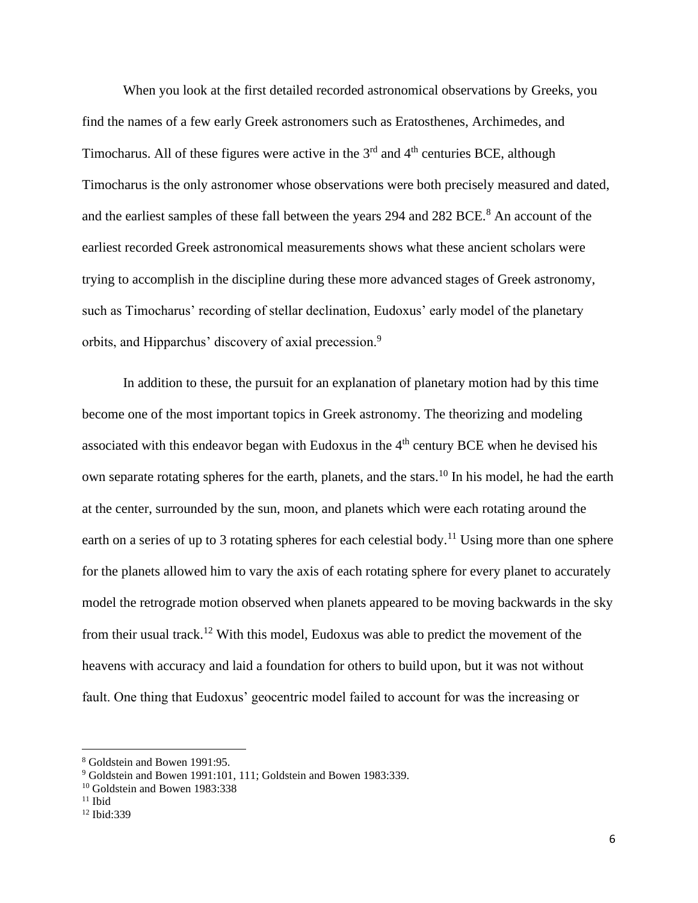When you look at the first detailed recorded astronomical observations by Greeks, you find the names of a few early Greek astronomers such as Eratosthenes, Archimedes, and Timocharus. All of these figures were active in the 3rd and 4th centuries BCE, although Timocharus is the only astronomer whose observations were both precisely measured and dated, and the earliest samples of these fall between the years 294 and 282 BCE.[8] An account of the earliest recorded Greek astronomical measurements shows what these ancient scholars were trying to accomplish in the discipline during these more advanced stages of Greek astronomy, such as Timocharus' recording of stellar declination, Eudoxus' early model of the planetary orbits, and Hipparchus' discovery of axial precession.[9]

In addition to these, the pursuit for an explanation of planetary motion had by this time become one of the most important topics in Greek astronomy. The theorizing and modeling associated with this endeavor began with Eudoxus in the 4th century BCE when he devised his own separate rotating spheres for the earth, planets, and the stars.[10] In his model, he had the earth at the center, surrounded by the sun, moon, and planets which were each rotating around the earth on a series of up to 3 rotating spheres for each celestial body.[11] Using more than one sphere for the planets allowed him to vary the axis of each rotating sphere for every planet to accurately model the retrograde motion observed when planets appeared to be moving backwards in the sky from their usual track.[12] With this model, Eudoxus was able to predict the movement of the heavens with accuracy and laid a foundation for others to build upon, but it was not without fault. One thing that Eudoxus' geocentric model failed to account for was the increasing or

---

[8] Goldstein and Bowen 1991:95.

[9] Goldstein and Bowen 1991:101, 111; Goldstein and Bowen 1983:339.

[10] Goldstein and Bowen 1983:338

[11] Ibid

[12] Ibid:339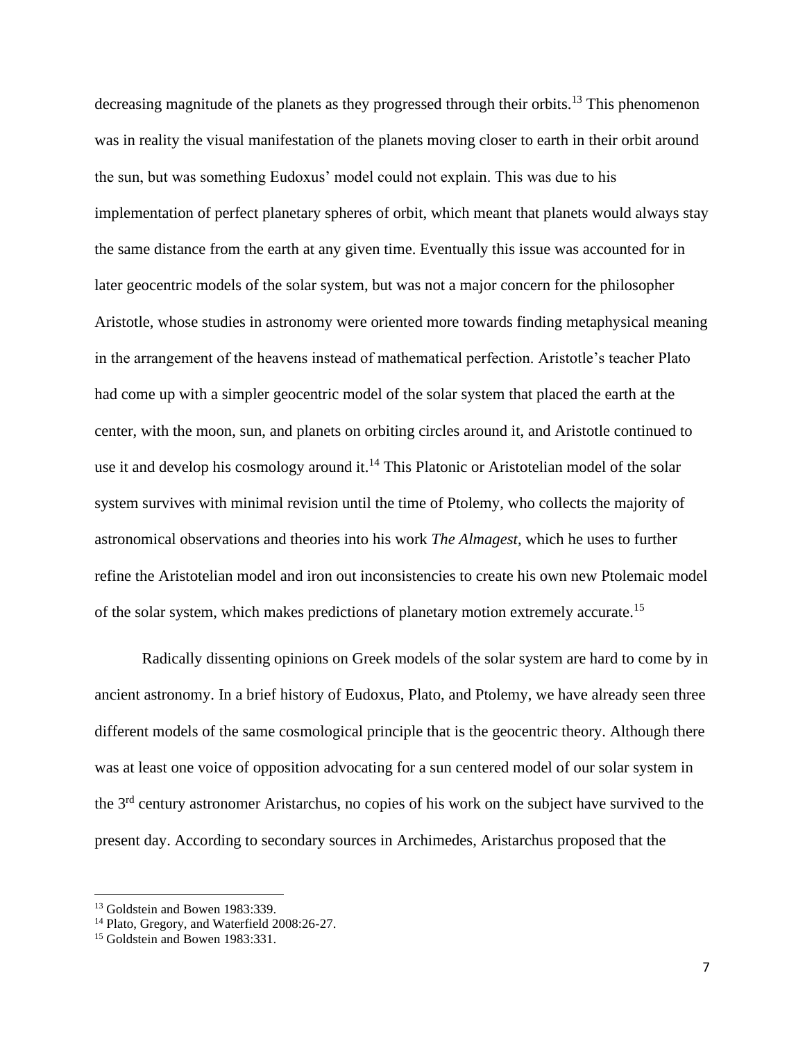decreasing magnitude of the planets as they progressed through their orbits.[13] This phenomenon was in reality the visual manifestation of the planets moving closer to earth in their orbit around the sun, but was something Eudoxus' model could not explain. This was due to his implementation of perfect planetary spheres of orbit, which meant that planets would always stay the same distance from the earth at any given time. Eventually this issue was accounted for in later geocentric models of the solar system, but was not a major concern for the philosopher Aristotle, whose studies in astronomy were oriented more towards finding metaphysical meaning in the arrangement of the heavens instead of mathematical perfection. Aristotle's teacher Plato had come up with a simpler geocentric model of the solar system that placed the earth at the center, with the moon, sun, and planets on orbiting circles around it, and Aristotle continued to use it and develop his cosmology around it.[14] This Platonic or Aristotelian model of the solar system survives with minimal revision until the time of Ptolemy, who collects the majority of astronomical observations and theories into his work *The Almagest*, which he uses to further refine the Aristotelian model and iron out inconsistencies to create his own new Ptolemaic model of the solar system, which makes predictions of planetary motion extremely accurate.[15]

Radically dissenting opinions on Greek models of the solar system are hard to come by in ancient astronomy. In a brief history of Eudoxus, Plato, and Ptolemy, we have already seen three different models of the same cosmological principle that is the geocentric theory. Although there was at least one voice of opposition advocating for a sun centered model of our solar system in the 3rd century astronomer Aristarchus, no copies of his work on the subject have survived to the present day. According to secondary sources in Archimedes, Aristarchus proposed that the

---

[13] Goldstein and Bowen 1983:339.

[14] Plato, Gregory, and Waterfield 2008:26-27.

[15] Goldstein and Bowen 1983:331.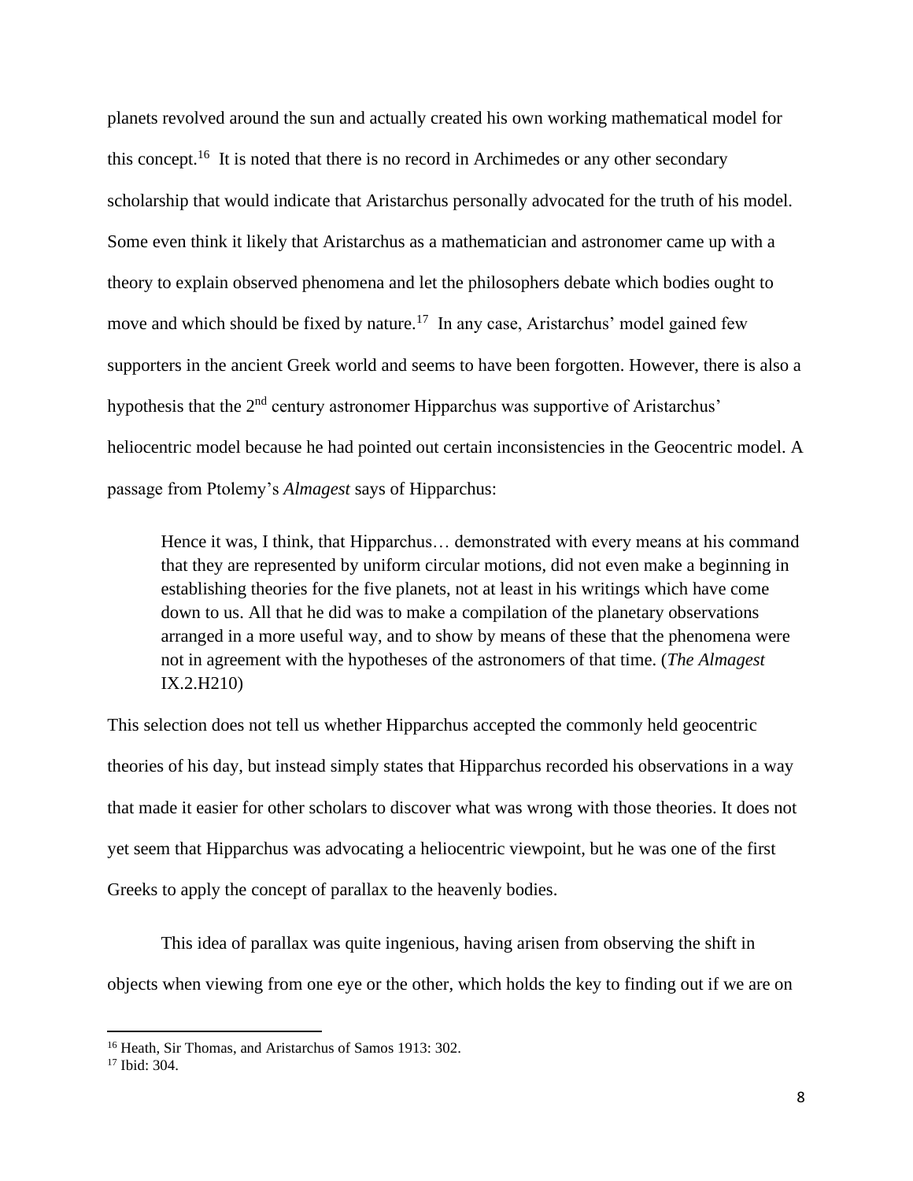planets revolved around the sun and actually created his own working mathematical model for this concept.[16] It is noted that there is no record in Archimedes or any other secondary scholarship that would indicate that Aristarchus personally advocated for the truth of his model. Some even think it likely that Aristarchus as a mathematician and astronomer came up with a theory to explain observed phenomena and let the philosophers debate which bodies ought to move and which should be fixed by nature.[17] In any case, Aristarchus' model gained few supporters in the ancient Greek world and seems to have been forgotten. However, there is also a hypothesis that the 2nd century astronomer Hipparchus was supportive of Aristarchus' heliocentric model because he had pointed out certain inconsistencies in the Geocentric model. A passage from Ptolemy's *Almagest* says of Hipparchus:

> Hence it was, I think, that Hipparchus… demonstrated with every means at his command that they are represented by uniform circular motions, did not even make a beginning in establishing theories for the five planets, not at least in his writings which have come down to us. All that he did was to make a compilation of the planetary observations arranged in a more useful way, and to show by means of these that the phenomena were not in agreement with the hypotheses of the astronomers of that time. (*The Almagest* IX.2.H210)

This selection does not tell us whether Hipparchus accepted the commonly held geocentric theories of his day, but instead simply states that Hipparchus recorded his observations in a way that made it easier for other scholars to discover what was wrong with those theories. It does not yet seem that Hipparchus was advocating a heliocentric viewpoint, but he was one of the first Greeks to apply the concept of parallax to the heavenly bodies.

This idea of parallax was quite ingenious, having arisen from observing the shift in objects when viewing from one eye or the other, which holds the key to finding out if we are on

---

[16] Heath, Sir Thomas, and Aristarchus of Samos 1913: 302.

[17] Ibid: 304.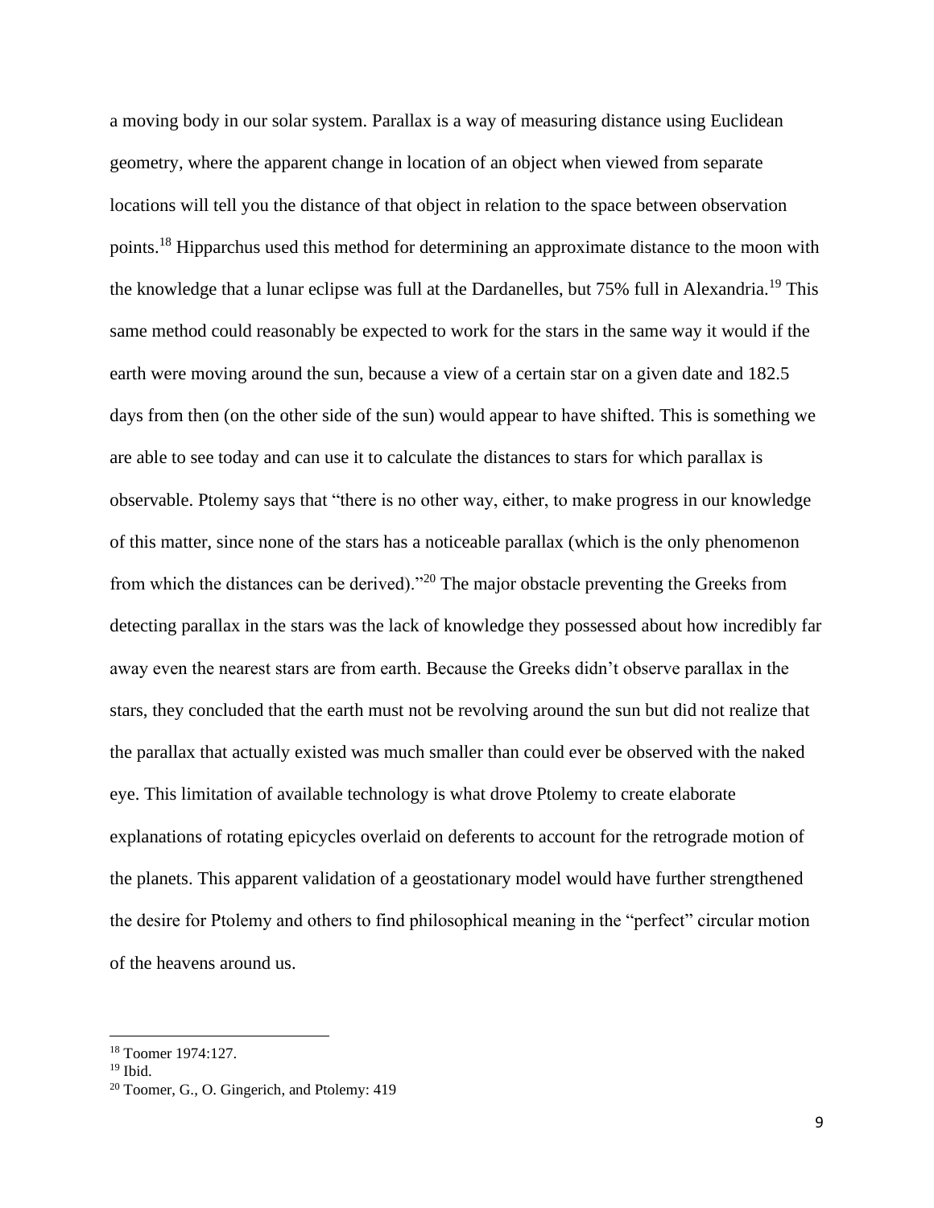a moving body in our solar system. Parallax is a way of measuring distance using Euclidean geometry, where the apparent change in location of an object when viewed from separate locations will tell you the distance of that object in relation to the space between observation points.[18] Hipparchus used this method for determining an approximate distance to the moon with the knowledge that a lunar eclipse was full at the Dardanelles, but 75% full in Alexandria.[19] This same method could reasonably be expected to work for the stars in the same way it would if the earth were moving around the sun, because a view of a certain star on a given date and 182.5 days from then (on the other side of the sun) would appear to have shifted. This is something we are able to see today and can use it to calculate the distances to stars for which parallax is observable. Ptolemy says that "there is no other way, either, to make progress in our knowledge of this matter, since none of the stars has a noticeable parallax (which is the only phenomenon from which the distances can be derived)."[20] The major obstacle preventing the Greeks from detecting parallax in the stars was the lack of knowledge they possessed about how incredibly far away even the nearest stars are from earth. Because the Greeks didn't observe parallax in the stars, they concluded that the earth must not be revolving around the sun but did not realize that the parallax that actually existed was much smaller than could ever be observed with the naked eye. This limitation of available technology is what drove Ptolemy to create elaborate explanations of rotating epicycles overlaid on deferents to account for the retrograde motion of the planets. This apparent validation of a geostationary model would have further strengthened the desire for Ptolemy and others to find philosophical meaning in the "perfect" circular motion of the heavens around us.

---

[18] Toomer 1974:127.

[19] Ibid.

[20] Toomer, G., O. Gingerich, and Ptolemy: 419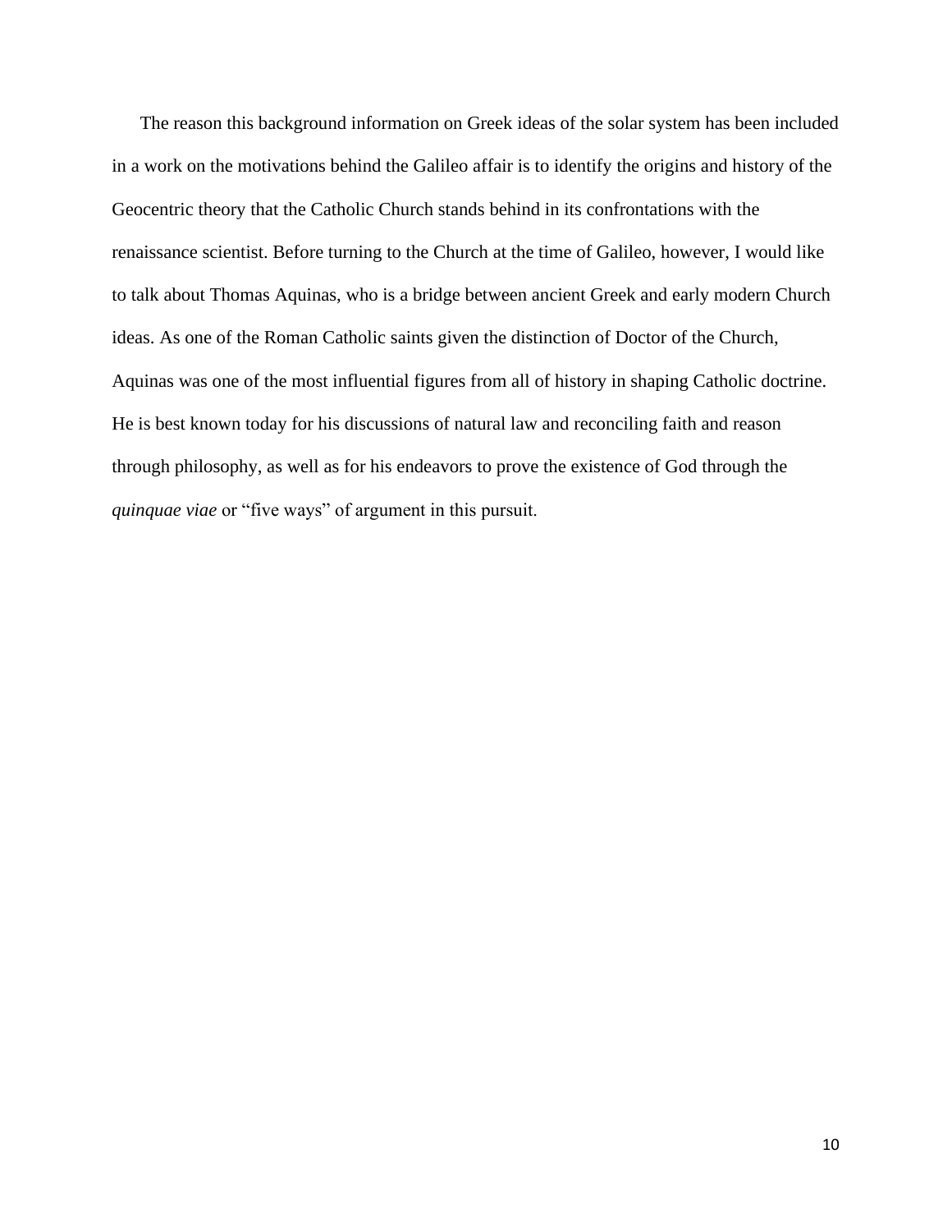The reason this background information on Greek ideas of the solar system has been included in a work on the motivations behind the Galileo affair is to identify the origins and history of the Geocentric theory that the Catholic Church stands behind in its confrontations with the renaissance scientist. Before turning to the Church at the time of Galileo, however, I would like to talk about Thomas Aquinas, who is a bridge between ancient Greek and early modern Church ideas. As one of the Roman Catholic saints given the distinction of Doctor of the Church, Aquinas was one of the most influential figures from all of history in shaping Catholic doctrine. He is best known today for his discussions of natural law and reconciling faith and reason through philosophy, as well as for his endeavors to prove the existence of God through the *quinquae viae* or "five ways" of argument in this pursuit.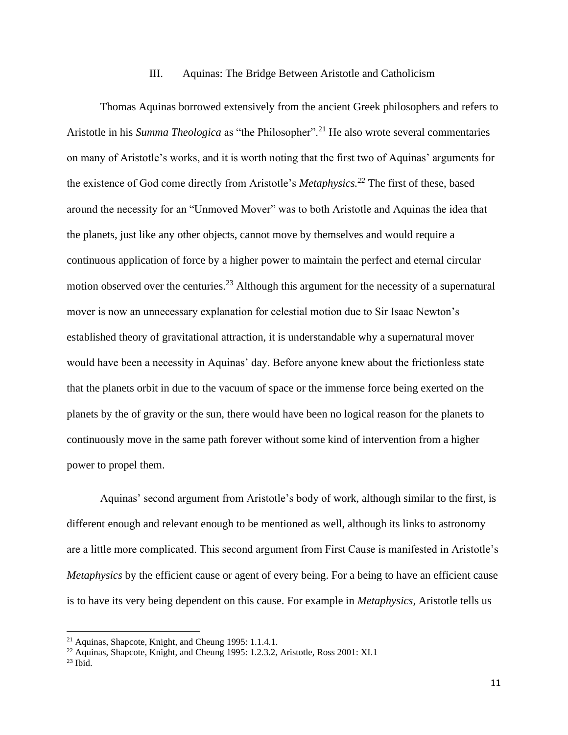## III. Aquinas: The Bridge Between Aristotle and Catholicism

Thomas Aquinas borrowed extensively from the ancient Greek philosophers and refers to Aristotle in his *Summa Theologica* as "the Philosopher".[21] He also wrote several commentaries on many of Aristotle's works, and it is worth noting that the first two of Aquinas' arguments for the existence of God come directly from Aristotle's *Metaphysics.*[22] The first of these, based around the necessity for an "Unmoved Mover" was to both Aristotle and Aquinas the idea that the planets, just like any other objects, cannot move by themselves and would require a continuous application of force by a higher power to maintain the perfect and eternal circular motion observed over the centuries.[23] Although this argument for the necessity of a supernatural mover is now an unnecessary explanation for celestial motion due to Sir Isaac Newton's established theory of gravitational attraction, it is understandable why a supernatural mover would have been a necessity in Aquinas' day. Before anyone knew about the frictionless state that the planets orbit in due to the vacuum of space or the immense force being exerted on the planets by the of gravity or the sun, there would have been no logical reason for the planets to continuously move in the same path forever without some kind of intervention from a higher power to propel them.

Aquinas' second argument from Aristotle's body of work, although similar to the first, is different enough and relevant enough to be mentioned as well, although its links to astronomy are a little more complicated. This second argument from First Cause is manifested in Aristotle's *Metaphysics* by the efficient cause or agent of every being. For a being to have an efficient cause is to have its very being dependent on this cause. For example in *Metaphysics,* Aristotle tells us

---

[21] Aquinas, Shapcote, Knight, and Cheung 1995: 1.1.4.1.

[22] Aquinas, Shapcote, Knight, and Cheung 1995: 1.2.3.2, Aristotle, Ross 2001: XI.1

[23] Ibid.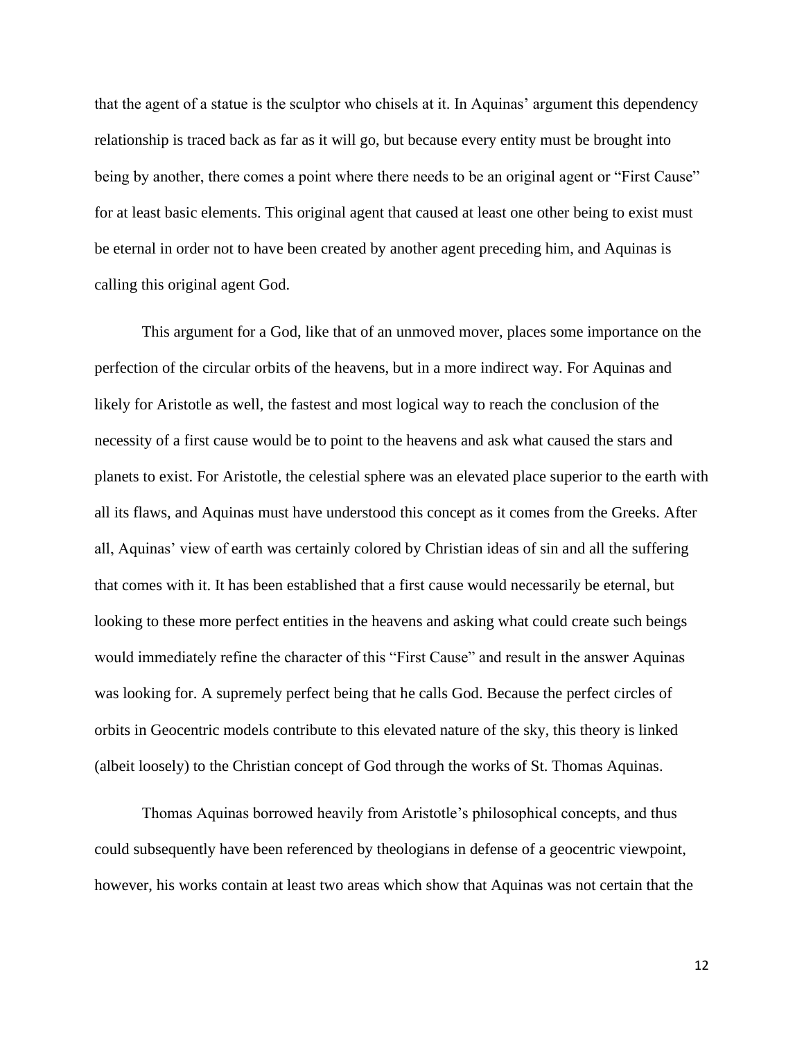that the agent of a statue is the sculptor who chisels at it. In Aquinas' argument this dependency relationship is traced back as far as it will go, but because every entity must be brought into being by another, there comes a point where there needs to be an original agent or "First Cause" for at least basic elements. This original agent that caused at least one other being to exist must be eternal in order not to have been created by another agent preceding him, and Aquinas is calling this original agent God.

This argument for a God, like that of an unmoved mover, places some importance on the perfection of the circular orbits of the heavens, but in a more indirect way. For Aquinas and likely for Aristotle as well, the fastest and most logical way to reach the conclusion of the necessity of a first cause would be to point to the heavens and ask what caused the stars and planets to exist. For Aristotle, the celestial sphere was an elevated place superior to the earth with all its flaws, and Aquinas must have understood this concept as it comes from the Greeks. After all, Aquinas' view of earth was certainly colored by Christian ideas of sin and all the suffering that comes with it. It has been established that a first cause would necessarily be eternal, but looking to these more perfect entities in the heavens and asking what could create such beings would immediately refine the character of this "First Cause" and result in the answer Aquinas was looking for. A supremely perfect being that he calls God. Because the perfect circles of orbits in Geocentric models contribute to this elevated nature of the sky, this theory is linked (albeit loosely) to the Christian concept of God through the works of St. Thomas Aquinas.

Thomas Aquinas borrowed heavily from Aristotle's philosophical concepts, and thus could subsequently have been referenced by theologians in defense of a geocentric viewpoint, however, his works contain at least two areas which show that Aquinas was not certain that the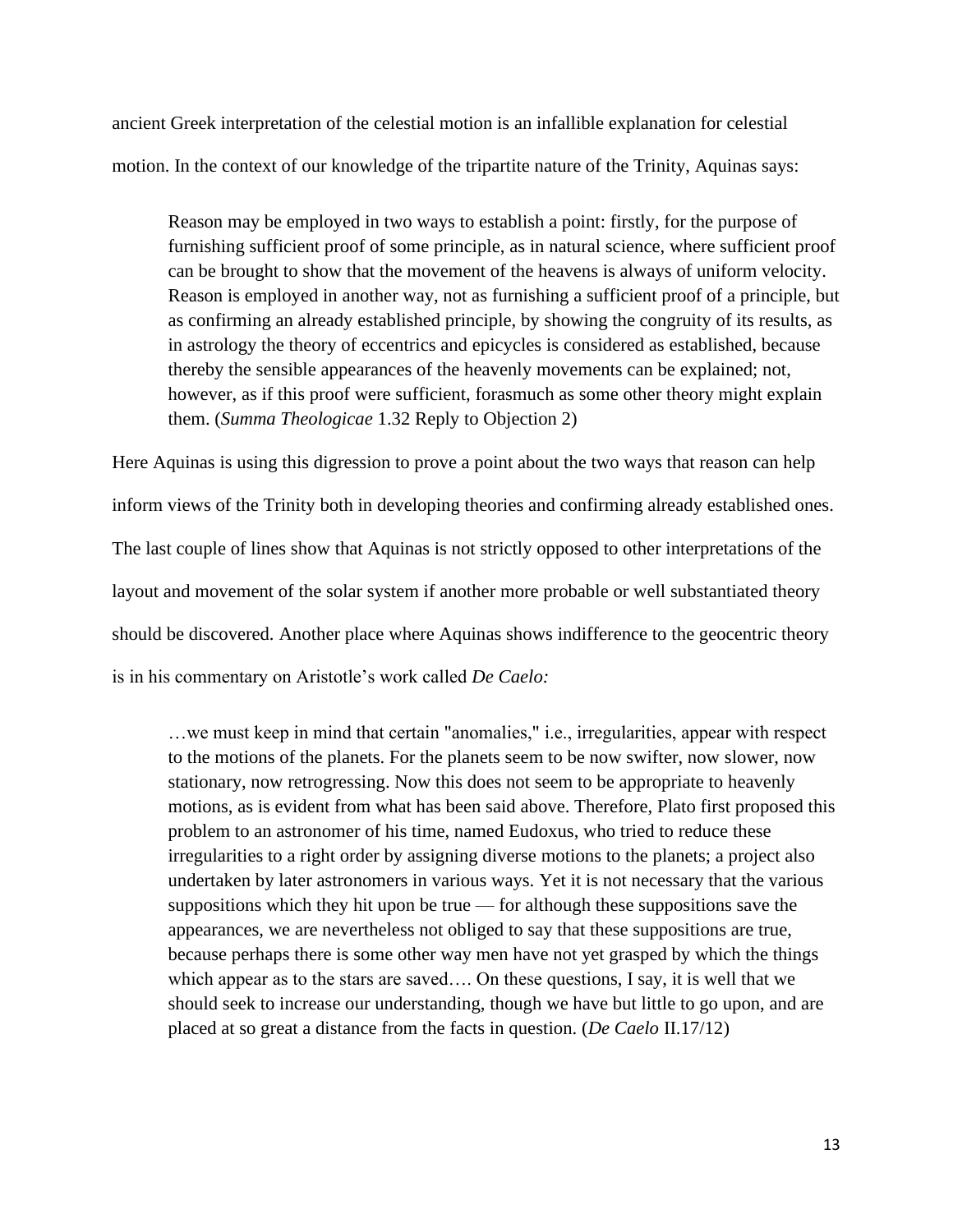ancient Greek interpretation of the celestial motion is an infallible explanation for celestial motion. In the context of our knowledge of the tripartite nature of the Trinity, Aquinas says:

> Reason may be employed in two ways to establish a point: firstly, for the purpose of furnishing sufficient proof of some principle, as in natural science, where sufficient proof can be brought to show that the movement of the heavens is always of uniform velocity. Reason is employed in another way, not as furnishing a sufficient proof of a principle, but as confirming an already established principle, by showing the congruity of its results, as in astrology the theory of eccentrics and epicycles is considered as established, because thereby the sensible appearances of the heavenly movements can be explained; not, however, as if this proof were sufficient, forasmuch as some other theory might explain them. (*Summa Theologicae* 1.32 Reply to Objection 2)

Here Aquinas is using this digression to prove a point about the two ways that reason can help inform views of the Trinity both in developing theories and confirming already established ones. The last couple of lines show that Aquinas is not strictly opposed to other interpretations of the layout and movement of the solar system if another more probable or well substantiated theory should be discovered. Another place where Aquinas shows indifference to the geocentric theory is in his commentary on Aristotle's work called *De Caelo:*

> …we must keep in mind that certain "anomalies," i.e., irregularities, appear with respect to the motions of the planets. For the planets seem to be now swifter, now slower, now stationary, now retrogressing. Now this does not seem to be appropriate to heavenly motions, as is evident from what has been said above. Therefore, Plato first proposed this problem to an astronomer of his time, named Eudoxus, who tried to reduce these irregularities to a right order by assigning diverse motions to the planets; a project also undertaken by later astronomers in various ways. Yet it is not necessary that the various suppositions which they hit upon be true — for although these suppositions save the appearances, we are nevertheless not obliged to say that these suppositions are true, because perhaps there is some other way men have not yet grasped by which the things which appear as to the stars are saved…. On these questions, I say, it is well that we should seek to increase our understanding, though we have but little to go upon, and are placed at so great a distance from the facts in question. (*De Caelo* II.17/12)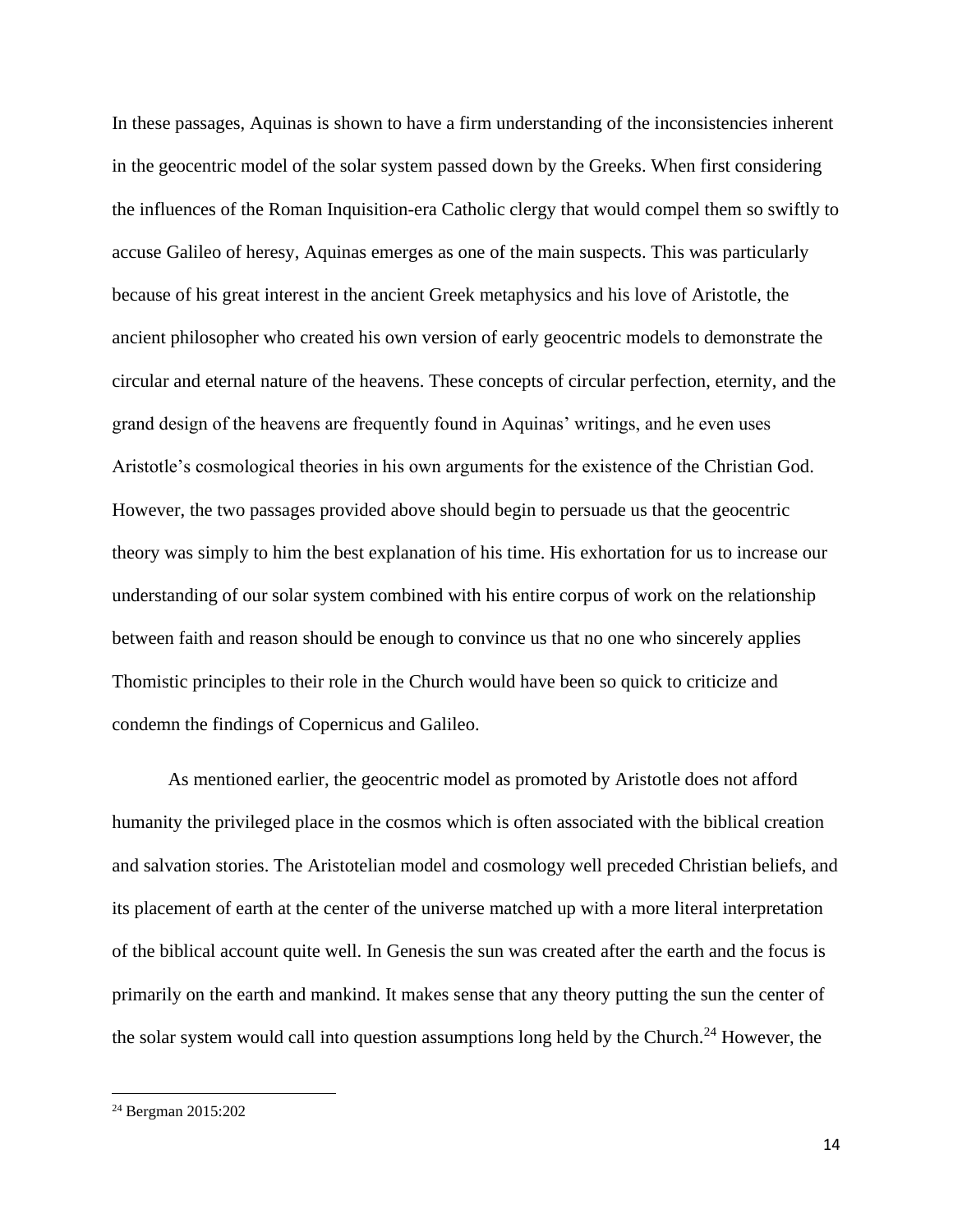In these passages, Aquinas is shown to have a firm understanding of the inconsistencies inherent in the geocentric model of the solar system passed down by the Greeks. When first considering the influences of the Roman Inquisition-era Catholic clergy that would compel them so swiftly to accuse Galileo of heresy, Aquinas emerges as one of the main suspects. This was particularly because of his great interest in the ancient Greek metaphysics and his love of Aristotle, the ancient philosopher who created his own version of early geocentric models to demonstrate the circular and eternal nature of the heavens. These concepts of circular perfection, eternity, and the grand design of the heavens are frequently found in Aquinas' writings, and he even uses Aristotle's cosmological theories in his own arguments for the existence of the Christian God. However, the two passages provided above should begin to persuade us that the geocentric theory was simply to him the best explanation of his time. His exhortation for us to increase our understanding of our solar system combined with his entire corpus of work on the relationship between faith and reason should be enough to convince us that no one who sincerely applies Thomistic principles to their role in the Church would have been so quick to criticize and condemn the findings of Copernicus and Galileo.

As mentioned earlier, the geocentric model as promoted by Aristotle does not afford humanity the privileged place in the cosmos which is often associated with the biblical creation and salvation stories. The Aristotelian model and cosmology well preceded Christian beliefs, and its placement of earth at the center of the universe matched up with a more literal interpretation of the biblical account quite well. In Genesis the sun was created after the earth and the focus is primarily on the earth and mankind. It makes sense that any theory putting the sun the center of the solar system would call into question assumptions long held by the Church.[24] However, the

---

[24] Bergman 2015:202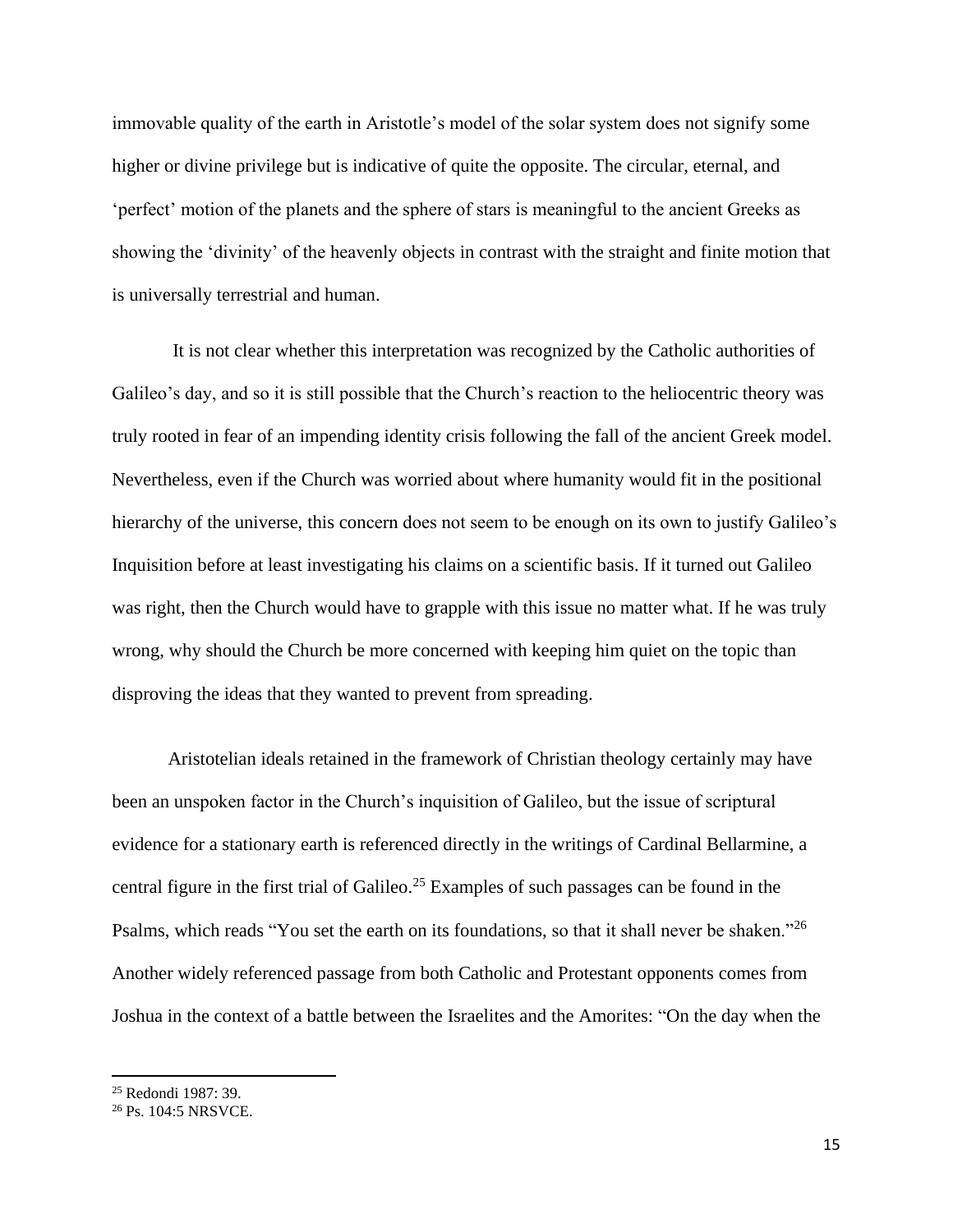immovable quality of the earth in Aristotle's model of the solar system does not signify some higher or divine privilege but is indicative of quite the opposite. The circular, eternal, and 'perfect' motion of the planets and the sphere of stars is meaningful to the ancient Greeks as showing the 'divinity' of the heavenly objects in contrast with the straight and finite motion that is universally terrestrial and human.

It is not clear whether this interpretation was recognized by the Catholic authorities of Galileo's day, and so it is still possible that the Church's reaction to the heliocentric theory was truly rooted in fear of an impending identity crisis following the fall of the ancient Greek model. Nevertheless, even if the Church was worried about where humanity would fit in the positional hierarchy of the universe, this concern does not seem to be enough on its own to justify Galileo's Inquisition before at least investigating his claims on a scientific basis. If it turned out Galileo was right, then the Church would have to grapple with this issue no matter what. If he was truly wrong, why should the Church be more concerned with keeping him quiet on the topic than disproving the ideas that they wanted to prevent from spreading.

Aristotelian ideals retained in the framework of Christian theology certainly may have been an unspoken factor in the Church's inquisition of Galileo, but the issue of scriptural evidence for a stationary earth is referenced directly in the writings of Cardinal Bellarmine, a central figure in the first trial of Galileo.[25] Examples of such passages can be found in the Psalms, which reads "You set the earth on its foundations, so that it shall never be shaken."[26] Another widely referenced passage from both Catholic and Protestant opponents comes from Joshua in the context of a battle between the Israelites and the Amorites: "On the day when the

---

[25] Redondi 1987: 39.

[26] Ps. 104:5 NRSVCE.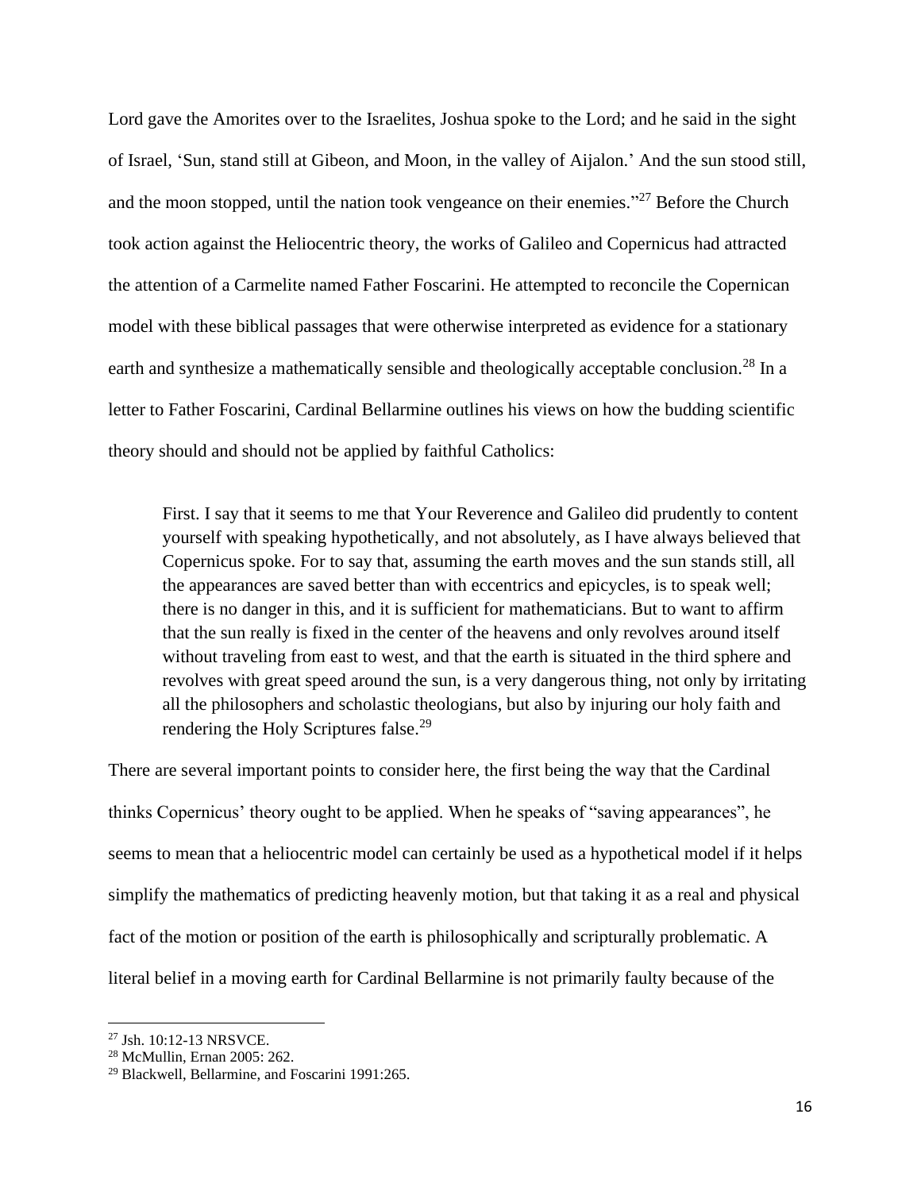Lord gave the Amorites over to the Israelites, Joshua spoke to the Lord; and he said in the sight of Israel, 'Sun, stand still at Gibeon, and Moon, in the valley of Aijalon.' And the sun stood still, and the moon stopped, until the nation took vengeance on their enemies."[27] Before the Church took action against the Heliocentric theory, the works of Galileo and Copernicus had attracted the attention of a Carmelite named Father Foscarini. He attempted to reconcile the Copernican model with these biblical passages that were otherwise interpreted as evidence for a stationary earth and synthesize a mathematically sensible and theologically acceptable conclusion.[28] In a letter to Father Foscarini, Cardinal Bellarmine outlines his views on how the budding scientific theory should and should not be applied by faithful Catholics:

> First. I say that it seems to me that Your Reverence and Galileo did prudently to content yourself with speaking hypothetically, and not absolutely, as I have always believed that Copernicus spoke. For to say that, assuming the earth moves and the sun stands still, all the appearances are saved better than with eccentrics and epicycles, is to speak well; there is no danger in this, and it is sufficient for mathematicians. But to want to affirm that the sun really is fixed in the center of the heavens and only revolves around itself without traveling from east to west, and that the earth is situated in the third sphere and revolves with great speed around the sun, is a very dangerous thing, not only by irritating all the philosophers and scholastic theologians, but also by injuring our holy faith and rendering the Holy Scriptures false.[29]

There are several important points to consider here, the first being the way that the Cardinal thinks Copernicus' theory ought to be applied. When he speaks of "saving appearances", he seems to mean that a heliocentric model can certainly be used as a hypothetical model if it helps simplify the mathematics of predicting heavenly motion, but that taking it as a real and physical fact of the motion or position of the earth is philosophically and scripturally problematic. A literal belief in a moving earth for Cardinal Bellarmine is not primarily faulty because of the

---

[27] Jsh. 10:12-13 NRSVCE.

[28] McMullin, Ernan 2005: 262.

[29] Blackwell, Bellarmine, and Foscarini 1991:265.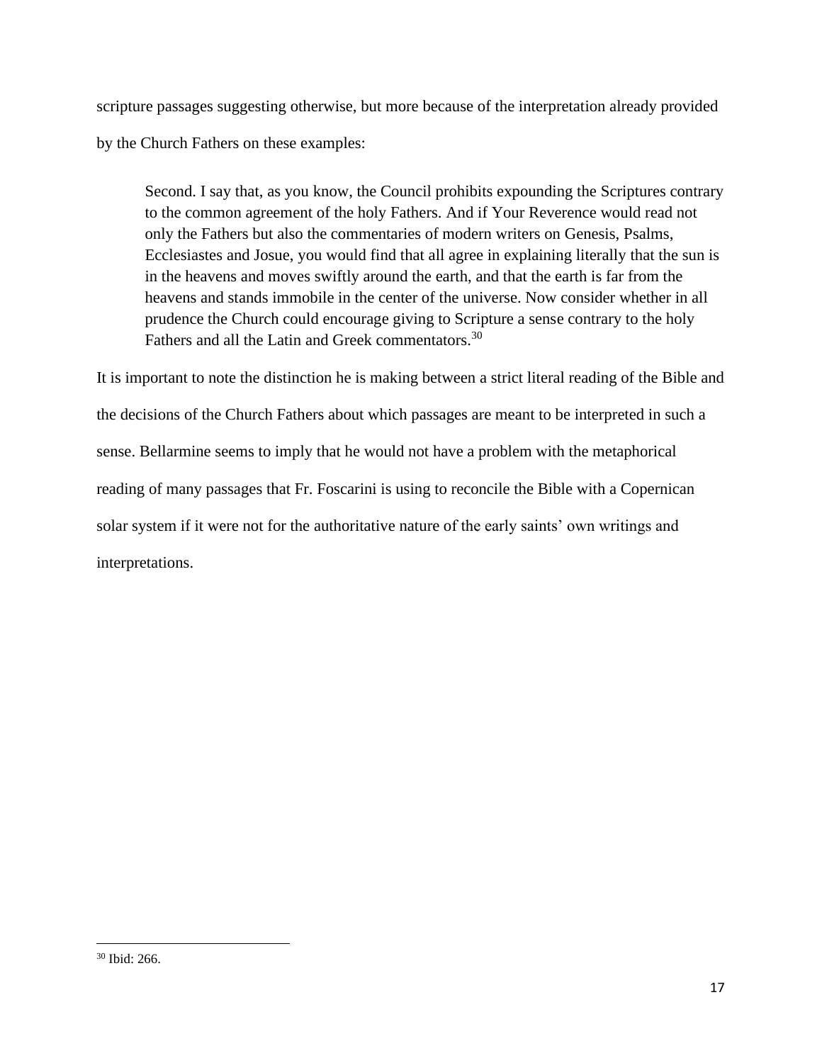scripture passages suggesting otherwise, but more because of the interpretation already provided by the Church Fathers on these examples:

> Second. I say that, as you know, the Council prohibits expounding the Scriptures contrary to the common agreement of the holy Fathers. And if Your Reverence would read not only the Fathers but also the commentaries of modern writers on Genesis, Psalms, Ecclesiastes and Josue, you would find that all agree in explaining literally that the sun is in the heavens and moves swiftly around the earth, and that the earth is far from the heavens and stands immobile in the center of the universe. Now consider whether in all prudence the Church could encourage giving to Scripture a sense contrary to the holy Fathers and all the Latin and Greek commentators.[30]

It is important to note the distinction he is making between a strict literal reading of the Bible and the decisions of the Church Fathers about which passages are meant to be interpreted in such a sense. Bellarmine seems to imply that he would not have a problem with the metaphorical reading of many passages that Fr. Foscarini is using to reconcile the Bible with a Copernican solar system if it were not for the authoritative nature of the early saints' own writings and interpretations.

---

[30] Ibid: 266.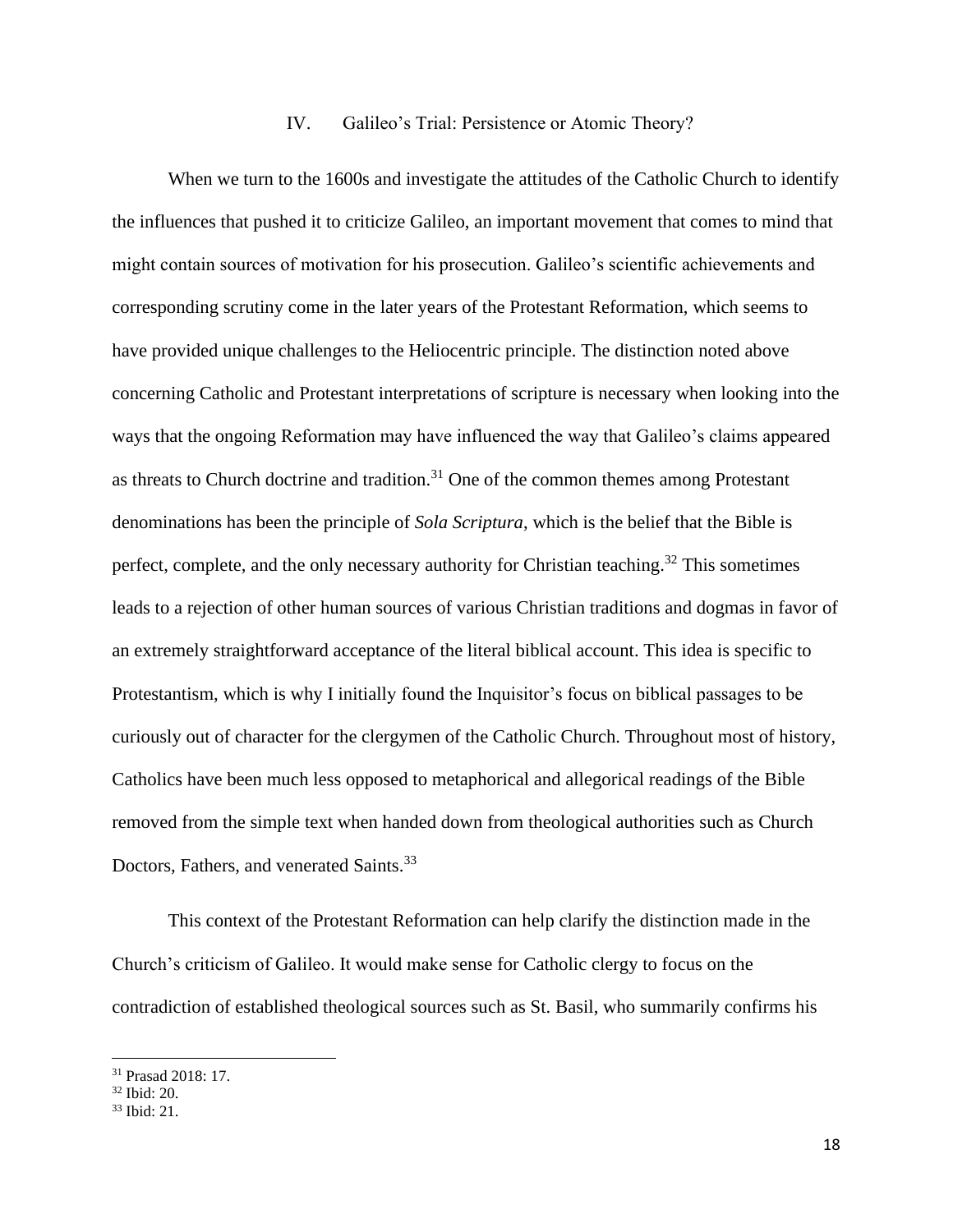## IV. Galileo's Trial: Persistence or Atomic Theory?

When we turn to the 1600s and investigate the attitudes of the Catholic Church to identify the influences that pushed it to criticize Galileo, an important movement that comes to mind that might contain sources of motivation for his prosecution. Galileo's scientific achievements and corresponding scrutiny come in the later years of the Protestant Reformation, which seems to have provided unique challenges to the Heliocentric principle. The distinction noted above concerning Catholic and Protestant interpretations of scripture is necessary when looking into the ways that the ongoing Reformation may have influenced the way that Galileo's claims appeared as threats to Church doctrine and tradition.[31] One of the common themes among Protestant denominations has been the principle of *Sola Scriptura*, which is the belief that the Bible is perfect, complete, and the only necessary authority for Christian teaching.[32] This sometimes leads to a rejection of other human sources of various Christian traditions and dogmas in favor of an extremely straightforward acceptance of the literal biblical account. This idea is specific to Protestantism, which is why I initially found the Inquisitor's focus on biblical passages to be curiously out of character for the clergymen of the Catholic Church. Throughout most of history, Catholics have been much less opposed to metaphorical and allegorical readings of the Bible removed from the simple text when handed down from theological authorities such as Church Doctors, Fathers, and venerated Saints.[33]

This context of the Protestant Reformation can help clarify the distinction made in the Church's criticism of Galileo. It would make sense for Catholic clergy to focus on the contradiction of established theological sources such as St. Basil, who summarily confirms his

---

[31] Prasad 2018: 17.

[32] Ibid: 20.

[33] Ibid: 21.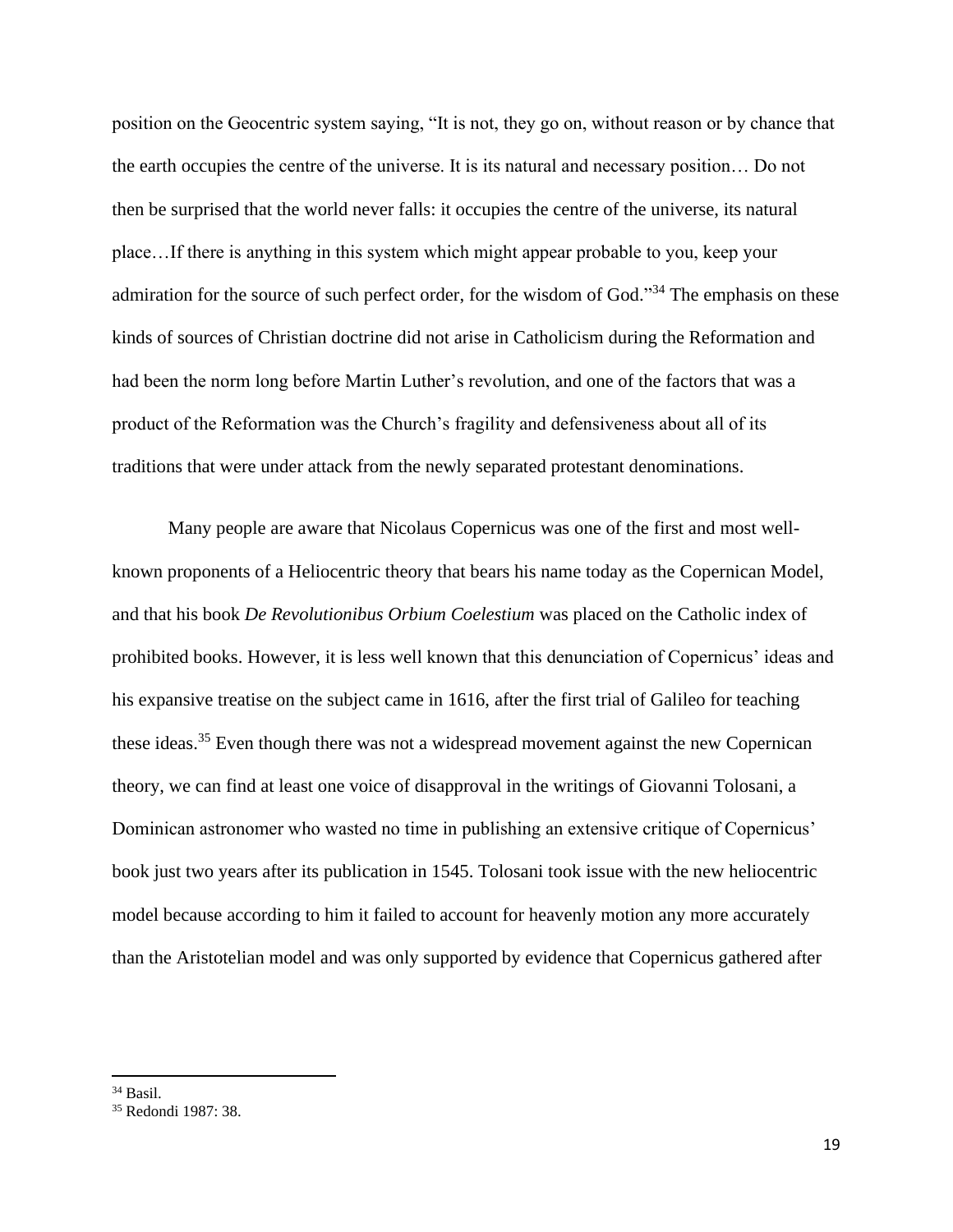position on the Geocentric system saying, “It is not, they go on, without reason or by chance that the earth occupies the centre of the universe. It is its natural and necessary position… Do not then be surprised that the world never falls: it occupies the centre of the universe, its natural place…If there is anything in this system which might appear probable to you, keep your admiration for the source of such perfect order, for the wisdom of God.”[34] The emphasis on these kinds of sources of Christian doctrine did not arise in Catholicism during the Reformation and had been the norm long before Martin Luther’s revolution, and one of the factors that was a product of the Reformation was the Church’s fragility and defensiveness about all of its traditions that were under attack from the newly separated protestant denominations.

Many people are aware that Nicolaus Copernicus was one of the first and most well-known proponents of a Heliocentric theory that bears his name today as the Copernican Model, and that his book *De Revolutionibus Orbium Coelestium* was placed on the Catholic index of prohibited books. However, it is less well known that this denunciation of Copernicus’ ideas and his expansive treatise on the subject came in 1616, after the first trial of Galileo for teaching these ideas.[35] Even though there was not a widespread movement against the new Copernican theory, we can find at least one voice of disapproval in the writings of Giovanni Tolosani, a Dominican astronomer who wasted no time in publishing an extensive critique of Copernicus’ book just two years after its publication in 1545. Tolosani took issue with the new heliocentric model because according to him it failed to account for heavenly motion any more accurately than the Aristotelian model and was only supported by evidence that Copernicus gathered after

---

[34] Basil.

[35] Redondi 1987: 38.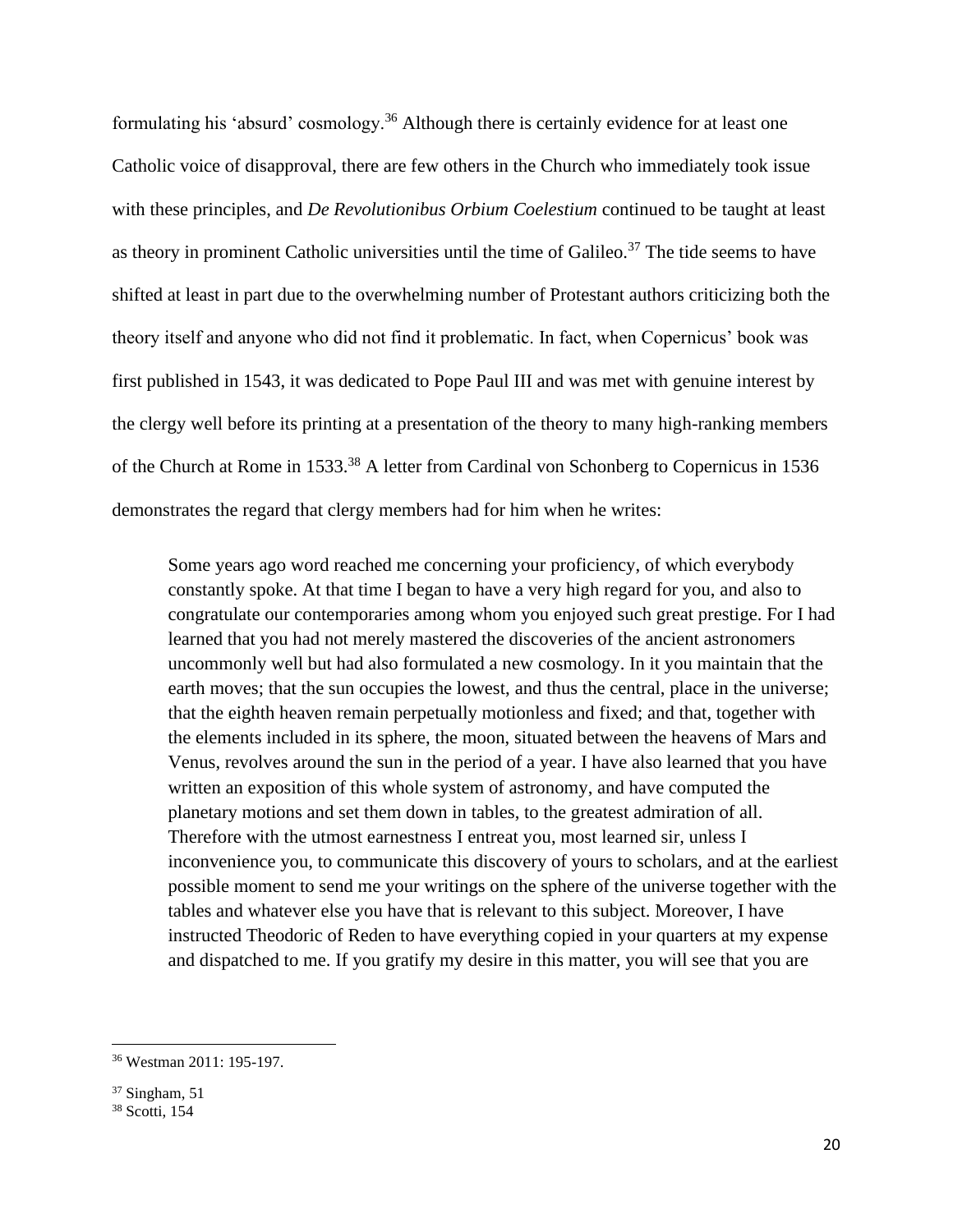formulating his 'absurd' cosmology.[36] Although there is certainly evidence for at least one Catholic voice of disapproval, there are few others in the Church who immediately took issue with these principles, and *De Revolutionibus Orbium Coelestium* continued to be taught at least as theory in prominent Catholic universities until the time of Galileo.[37] The tide seems to have shifted at least in part due to the overwhelming number of Protestant authors criticizing both the theory itself and anyone who did not find it problematic. In fact, when Copernicus' book was first published in 1543, it was dedicated to Pope Paul III and was met with genuine interest by the clergy well before its printing at a presentation of the theory to many high-ranking members of the Church at Rome in 1533.[38] A letter from Cardinal von Schonberg to Copernicus in 1536 demonstrates the regard that clergy members had for him when he writes:

> Some years ago word reached me concerning your proficiency, of which everybody constantly spoke. At that time I began to have a very high regard for you, and also to congratulate our contemporaries among whom you enjoyed such great prestige. For I had learned that you had not merely mastered the discoveries of the ancient astronomers uncommonly well but had also formulated a new cosmology. In it you maintain that the earth moves; that the sun occupies the lowest, and thus the central, place in the universe; that the eighth heaven remain perpetually motionless and fixed; and that, together with the elements included in its sphere, the moon, situated between the heavens of Mars and Venus, revolves around the sun in the period of a year. I have also learned that you have written an exposition of this whole system of astronomy, and have computed the planetary motions and set them down in tables, to the greatest admiration of all. Therefore with the utmost earnestness I entreat you, most learned sir, unless I inconvenience you, to communicate this discovery of yours to scholars, and at the earliest possible moment to send me your writings on the sphere of the universe together with the tables and whatever else you have that is relevant to this subject. Moreover, I have instructed Theodoric of Reden to have everything copied in your quarters at my expense and dispatched to me. If you gratify my desire in this matter, you will see that you are

---

[36] Westman 2011: 195-197.

[37] Singham, 51

[38] Scotti, 154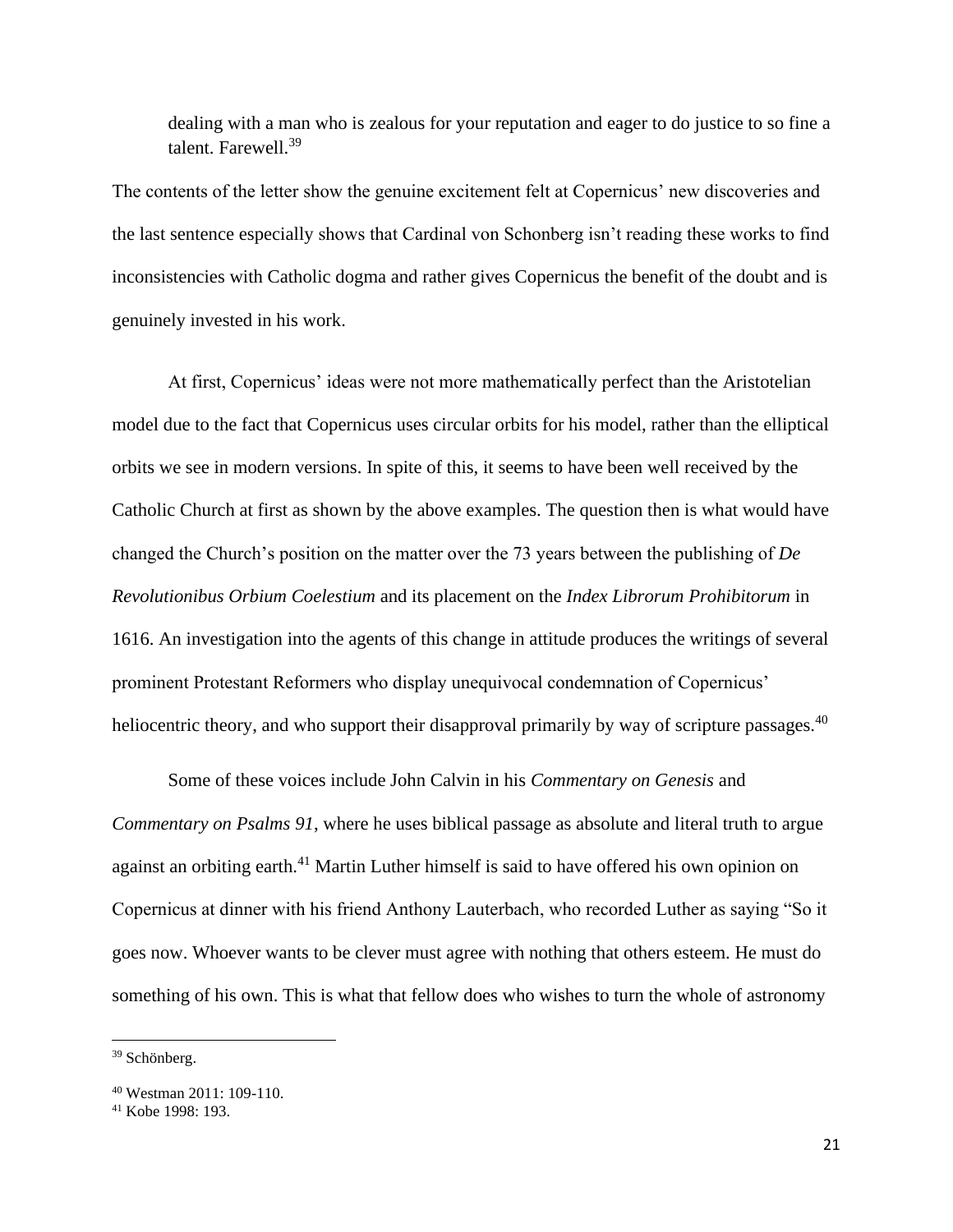dealing with a man who is zealous for your reputation and eager to do justice to so fine a talent. Farewell.[39]

The contents of the letter show the genuine excitement felt at Copernicus' new discoveries and the last sentence especially shows that Cardinal von Schonberg isn't reading these works to find inconsistencies with Catholic dogma and rather gives Copernicus the benefit of the doubt and is genuinely invested in his work.

At first, Copernicus' ideas were not more mathematically perfect than the Aristotelian model due to the fact that Copernicus uses circular orbits for his model, rather than the elliptical orbits we see in modern versions. In spite of this, it seems to have been well received by the Catholic Church at first as shown by the above examples. The question then is what would have changed the Church's position on the matter over the 73 years between the publishing of *De Revolutionibus Orbium Coelestium* and its placement on the *Index Librorum Prohibitorum* in 1616. An investigation into the agents of this change in attitude produces the writings of several prominent Protestant Reformers who display unequivocal condemnation of Copernicus' heliocentric theory, and who support their disapproval primarily by way of scripture passages.[40]

Some of these voices include John Calvin in his *Commentary on Genesis* and *Commentary on Psalms 91*, where he uses biblical passage as absolute and literal truth to argue against an orbiting earth.[41] Martin Luther himself is said to have offered his own opinion on Copernicus at dinner with his friend Anthony Lauterbach, who recorded Luther as saying "So it goes now. Whoever wants to be clever must agree with nothing that others esteem. He must do something of his own. This is what that fellow does who wishes to turn the whole of astronomy

---

[39] Schönberg.

[40] Westman 2011: 109-110.

[41] Kobe 1998: 193.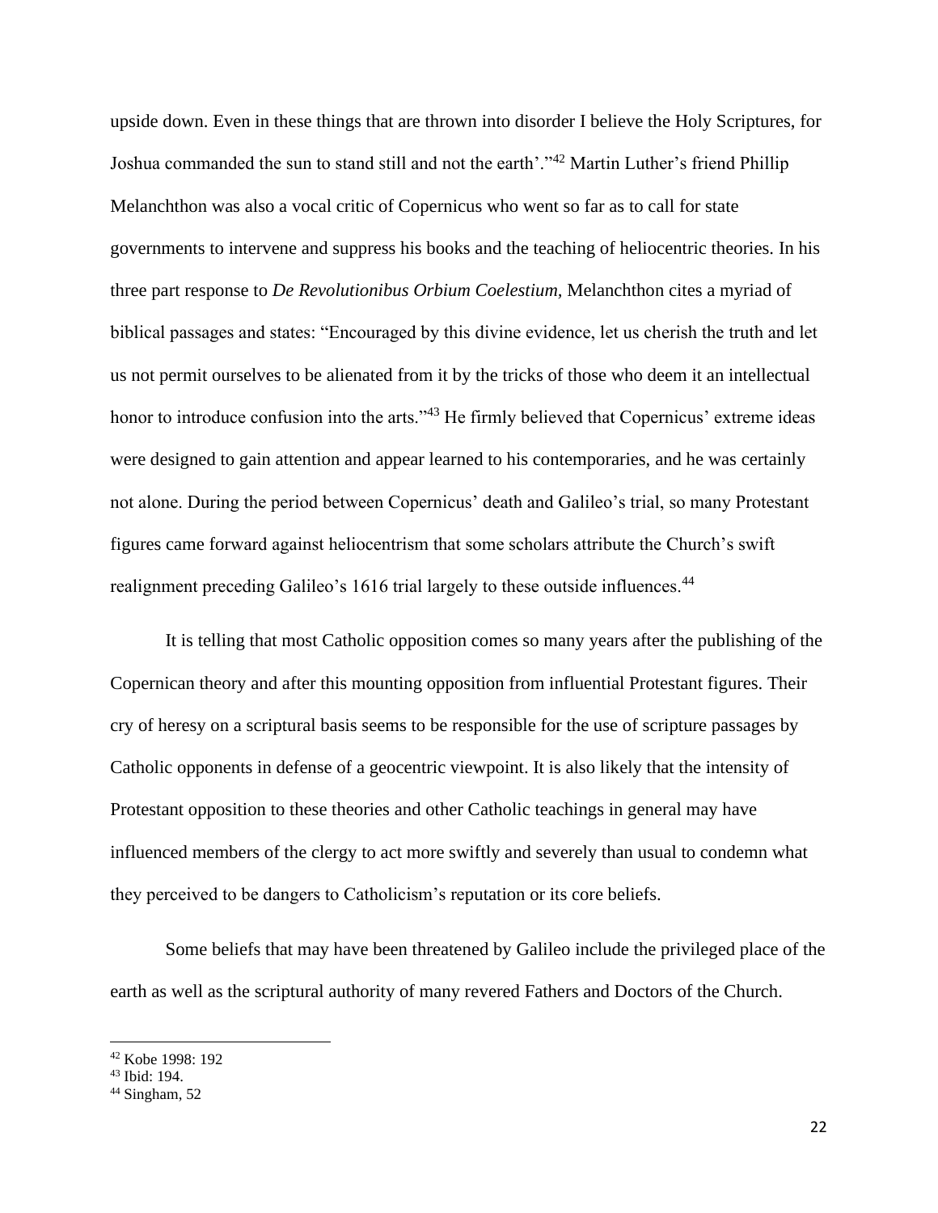upside down. Even in these things that are thrown into disorder I believe the Holy Scriptures, for Joshua commanded the sun to stand still and not the earth'."[42] Martin Luther's friend Phillip Melanchthon was also a vocal critic of Copernicus who went so far as to call for state governments to intervene and suppress his books and the teaching of heliocentric theories. In his three part response to *De Revolutionibus Orbium Coelestium,* Melanchthon cites a myriad of biblical passages and states: "Encouraged by this divine evidence, let us cherish the truth and let us not permit ourselves to be alienated from it by the tricks of those who deem it an intellectual honor to introduce confusion into the arts."[43] He firmly believed that Copernicus' extreme ideas were designed to gain attention and appear learned to his contemporaries, and he was certainly not alone. During the period between Copernicus' death and Galileo's trial, so many Protestant figures came forward against heliocentrism that some scholars attribute the Church's swift realignment preceding Galileo's 1616 trial largely to these outside influences.[44]

It is telling that most Catholic opposition comes so many years after the publishing of the Copernican theory and after this mounting opposition from influential Protestant figures. Their cry of heresy on a scriptural basis seems to be responsible for the use of scripture passages by Catholic opponents in defense of a geocentric viewpoint. It is also likely that the intensity of Protestant opposition to these theories and other Catholic teachings in general may have influenced members of the clergy to act more swiftly and severely than usual to condemn what they perceived to be dangers to Catholicism's reputation or its core beliefs.

Some beliefs that may have been threatened by Galileo include the privileged place of the earth as well as the scriptural authority of many revered Fathers and Doctors of the Church.

---

[42] Kobe 1998: 192

[43] Ibid: 194.

[44] Singham, 52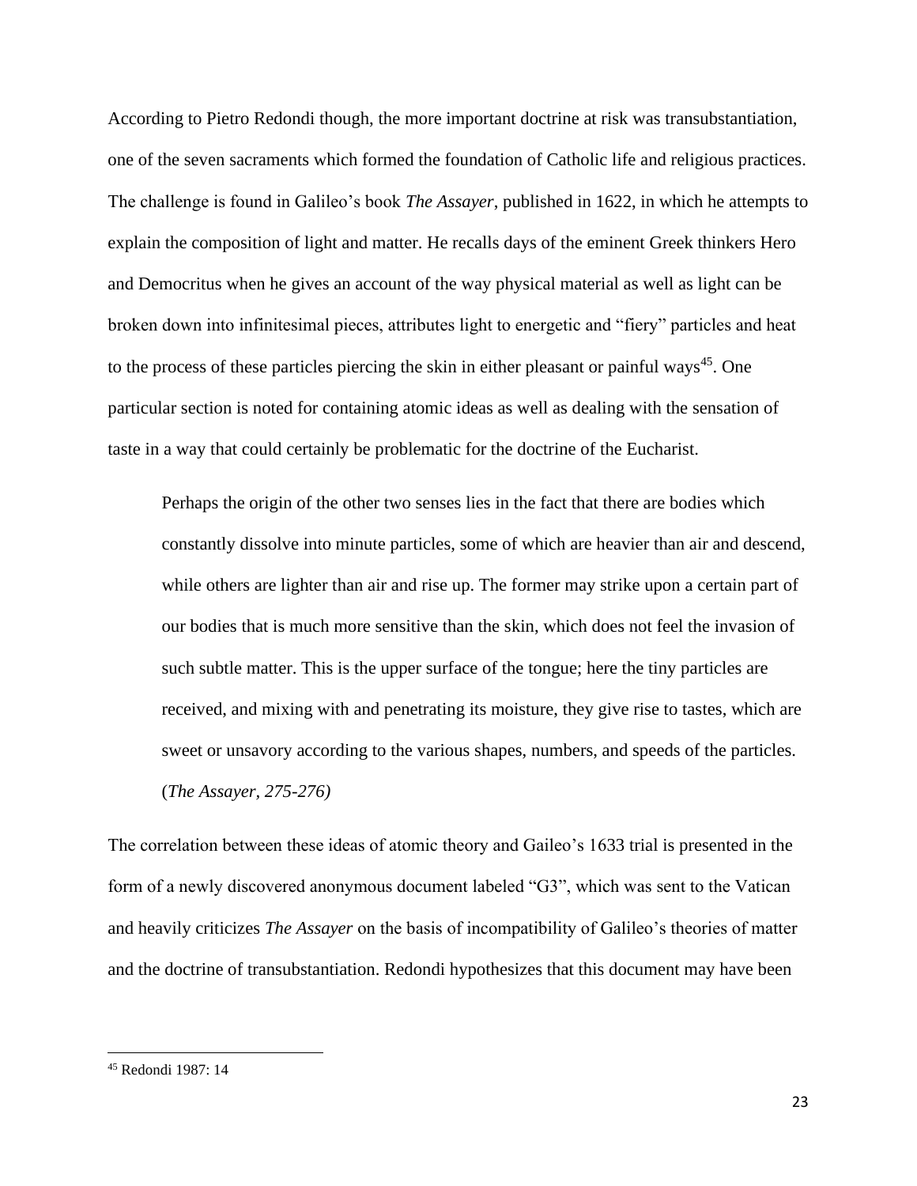According to Pietro Redondi though, the more important doctrine at risk was transubstantiation, one of the seven sacraments which formed the foundation of Catholic life and religious practices. The challenge is found in Galileo's book *The Assayer*, published in 1622, in which he attempts to explain the composition of light and matter. He recalls days of the eminent Greek thinkers Hero and Democritus when he gives an account of the way physical material as well as light can be broken down into infinitesimal pieces, attributes light to energetic and "fiery" particles and heat to the process of these particles piercing the skin in either pleasant or painful ways[45]. One particular section is noted for containing atomic ideas as well as dealing with the sensation of taste in a way that could certainly be problematic for the doctrine of the Eucharist.

> Perhaps the origin of the other two senses lies in the fact that there are bodies which constantly dissolve into minute particles, some of which are heavier than air and descend, while others are lighter than air and rise up. The former may strike upon a certain part of our bodies that is much more sensitive than the skin, which does not feel the invasion of such subtle matter. This is the upper surface of the tongue; here the tiny particles are received, and mixing with and penetrating its moisture, they give rise to tastes, which are sweet or unsavory according to the various shapes, numbers, and speeds of the particles. (*The Assayer, 275-276)*

The correlation between these ideas of atomic theory and Gaileo's 1633 trial is presented in the form of a newly discovered anonymous document labeled "G3", which was sent to the Vatican and heavily criticizes *The Assayer* on the basis of incompatibility of Galileo's theories of matter and the doctrine of transubstantiation. Redondi hypothesizes that this document may have been

---

[45] Redondi 1987: 14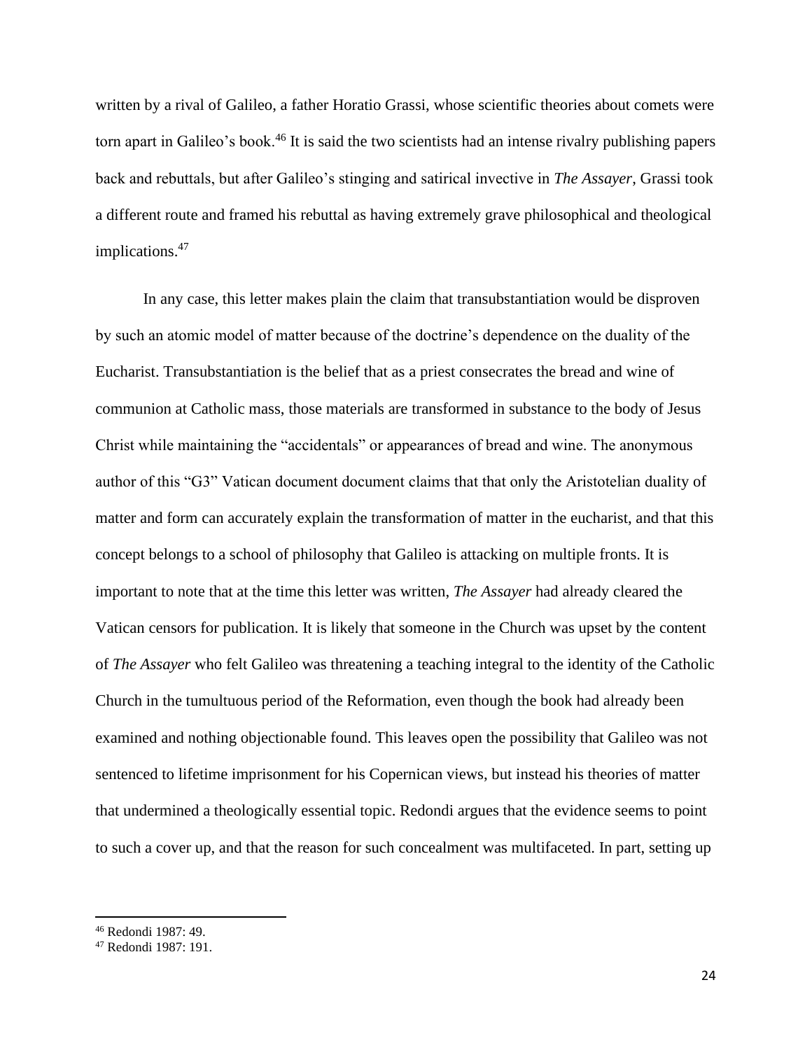written by a rival of Galileo, a father Horatio Grassi, whose scientific theories about comets were torn apart in Galileo's book.[46] It is said the two scientists had an intense rivalry publishing papers back and rebuttals, but after Galileo's stinging and satirical invective in *The Assayer*, Grassi took a different route and framed his rebuttal as having extremely grave philosophical and theological implications.[47]

In any case, this letter makes plain the claim that transubstantiation would be disproven by such an atomic model of matter because of the doctrine's dependence on the duality of the Eucharist. Transubstantiation is the belief that as a priest consecrates the bread and wine of communion at Catholic mass, those materials are transformed in substance to the body of Jesus Christ while maintaining the "accidentals" or appearances of bread and wine. The anonymous author of this "G3" Vatican document document claims that that only the Aristotelian duality of matter and form can accurately explain the transformation of matter in the eucharist, and that this concept belongs to a school of philosophy that Galileo is attacking on multiple fronts. It is important to note that at the time this letter was written, *The Assayer* had already cleared the Vatican censors for publication. It is likely that someone in the Church was upset by the content of *The Assayer* who felt Galileo was threatening a teaching integral to the identity of the Catholic Church in the tumultuous period of the Reformation, even though the book had already been examined and nothing objectionable found. This leaves open the possibility that Galileo was not sentenced to lifetime imprisonment for his Copernican views, but instead his theories of matter that undermined a theologically essential topic. Redondi argues that the evidence seems to point to such a cover up, and that the reason for such concealment was multifaceted. In part, setting up

[46] Redondi 1987: 49.

[47] Redondi 1987: 191.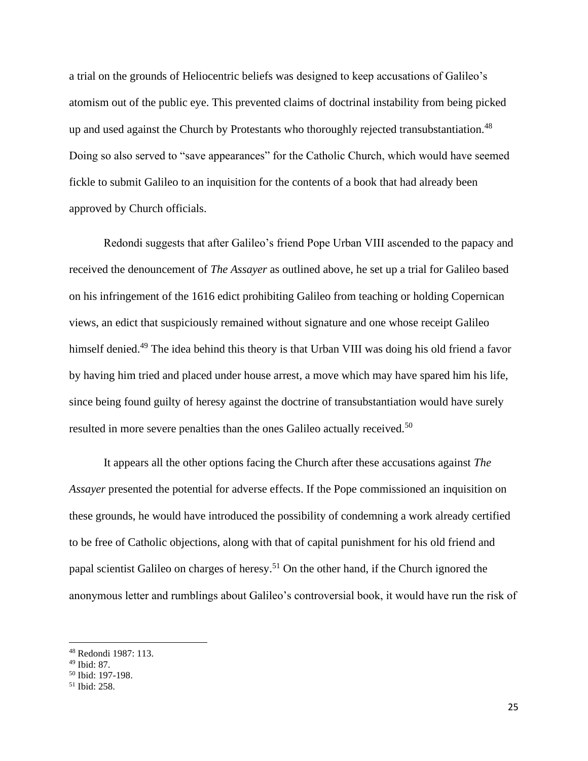a trial on the grounds of Heliocentric beliefs was designed to keep accusations of Galileo's atomism out of the public eye. This prevented claims of doctrinal instability from being picked up and used against the Church by Protestants who thoroughly rejected transubstantiation.[48] Doing so also served to "save appearances" for the Catholic Church, which would have seemed fickle to submit Galileo to an inquisition for the contents of a book that had already been approved by Church officials.

Redondi suggests that after Galileo's friend Pope Urban VIII ascended to the papacy and received the denouncement of *The Assayer* as outlined above, he set up a trial for Galileo based on his infringement of the 1616 edict prohibiting Galileo from teaching or holding Copernican views, an edict that suspiciously remained without signature and one whose receipt Galileo himself denied.[49] The idea behind this theory is that Urban VIII was doing his old friend a favor by having him tried and placed under house arrest, a move which may have spared him his life, since being found guilty of heresy against the doctrine of transubstantiation would have surely resulted in more severe penalties than the ones Galileo actually received.[50]

It appears all the other options facing the Church after these accusations against *The Assayer* presented the potential for adverse effects. If the Pope commissioned an inquisition on these grounds, he would have introduced the possibility of condemning a work already certified to be free of Catholic objections, along with that of capital punishment for his old friend and papal scientist Galileo on charges of heresy.[51] On the other hand, if the Church ignored the anonymous letter and rumblings about Galileo's controversial book, it would have run the risk of

---

[48] Redondi 1987: 113.

[49] Ibid: 87.

[50] Ibid: 197-198.

[51] Ibid: 258.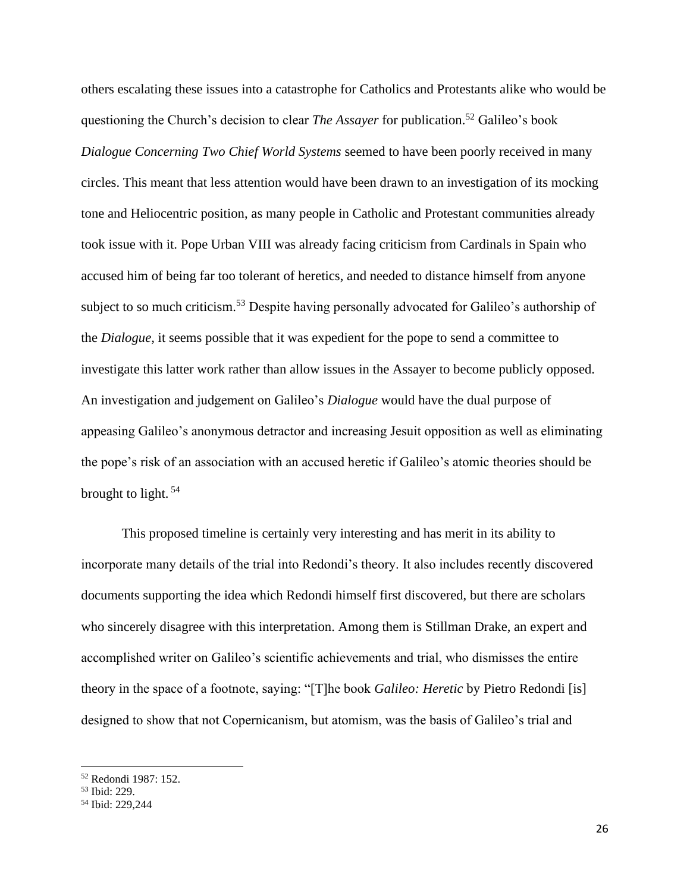others escalating these issues into a catastrophe for Catholics and Protestants alike who would be questioning the Church's decision to clear *The Assayer* for publication.[52] Galileo's book *Dialogue Concerning Two Chief World Systems* seemed to have been poorly received in many circles. This meant that less attention would have been drawn to an investigation of its mocking tone and Heliocentric position, as many people in Catholic and Protestant communities already took issue with it. Pope Urban VIII was already facing criticism from Cardinals in Spain who accused him of being far too tolerant of heretics, and needed to distance himself from anyone subject to so much criticism.[53] Despite having personally advocated for Galileo's authorship of the *Dialogue*, it seems possible that it was expedient for the pope to send a committee to investigate this latter work rather than allow issues in the Assayer to become publicly opposed. An investigation and judgement on Galileo's *Dialogue* would have the dual purpose of appeasing Galileo's anonymous detractor and increasing Jesuit opposition as well as eliminating the pope's risk of an association with an accused heretic if Galileo's atomic theories should be brought to light.[54]

This proposed timeline is certainly very interesting and has merit in its ability to incorporate many details of the trial into Redondi's theory. It also includes recently discovered documents supporting the idea which Redondi himself first discovered, but there are scholars who sincerely disagree with this interpretation. Among them is Stillman Drake, an expert and accomplished writer on Galileo's scientific achievements and trial, who dismisses the entire theory in the space of a footnote, saying: "[T]he book *Galileo: Heretic* by Pietro Redondi [is] designed to show that not Copernicanism, but atomism, was the basis of Galileo's trial and

---

[52] Redondi 1987: 152.

[53] Ibid: 229.

[54] Ibid: 229,244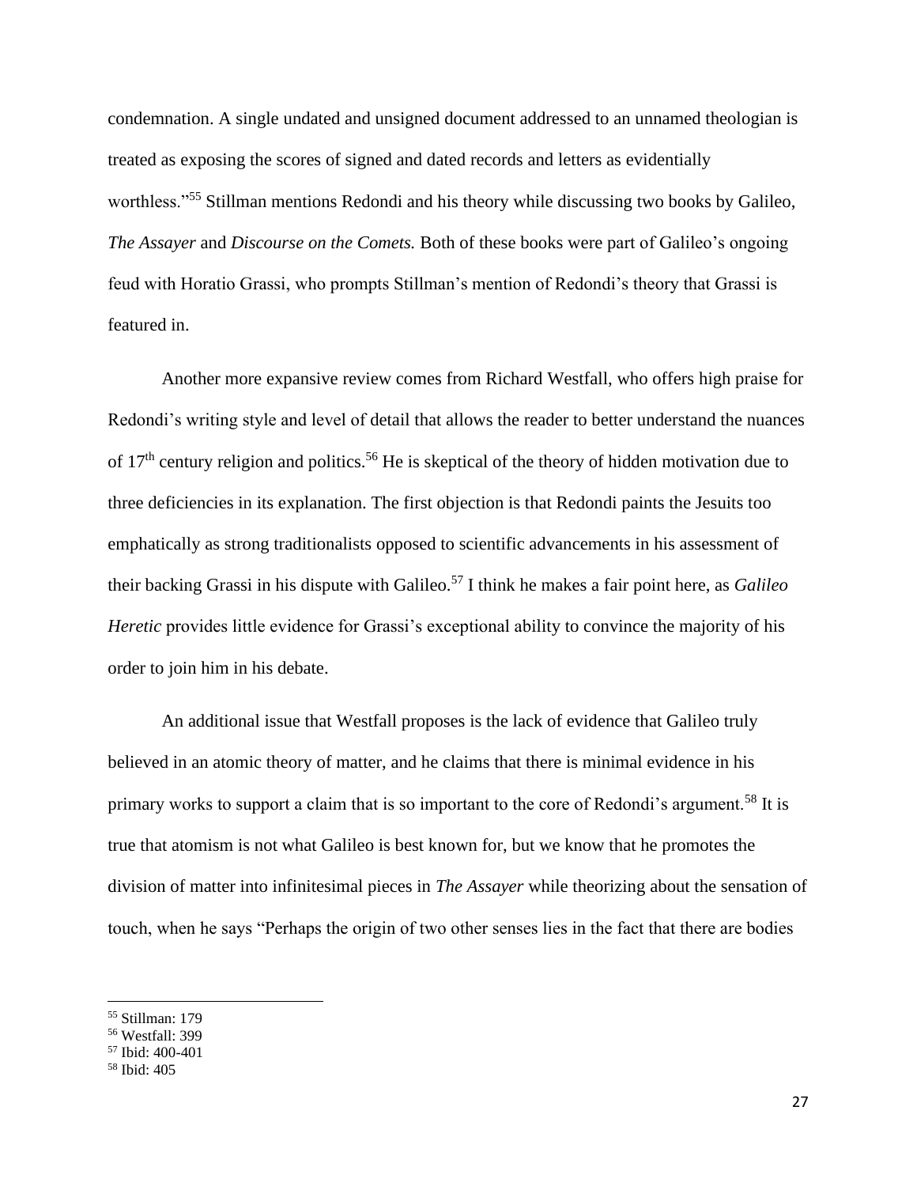condemnation. A single undated and unsigned document addressed to an unnamed theologian is treated as exposing the scores of signed and dated records and letters as evidentially worthless."[55] Stillman mentions Redondi and his theory while discussing two books by Galileo, *The Assayer* and *Discourse on the Comets.* Both of these books were part of Galileo's ongoing feud with Horatio Grassi, who prompts Stillman's mention of Redondi's theory that Grassi is featured in.

Another more expansive review comes from Richard Westfall, who offers high praise for Redondi's writing style and level of detail that allows the reader to better understand the nuances of 17th century religion and politics.[56] He is skeptical of the theory of hidden motivation due to three deficiencies in its explanation. The first objection is that Redondi paints the Jesuits too emphatically as strong traditionalists opposed to scientific advancements in his assessment of their backing Grassi in his dispute with Galileo.[57] I think he makes a fair point here, as *Galileo Heretic* provides little evidence for Grassi's exceptional ability to convince the majority of his order to join him in his debate.

An additional issue that Westfall proposes is the lack of evidence that Galileo truly believed in an atomic theory of matter, and he claims that there is minimal evidence in his primary works to support a claim that is so important to the core of Redondi's argument.[58] It is true that atomism is not what Galileo is best known for, but we know that he promotes the division of matter into infinitesimal pieces in *The Assayer* while theorizing about the sensation of touch, when he says "Perhaps the origin of two other senses lies in the fact that there are bodies

[55] Stillman: 179

[56] Westfall: 399

[57] Ibid: 400-401

[58] Ibid: 405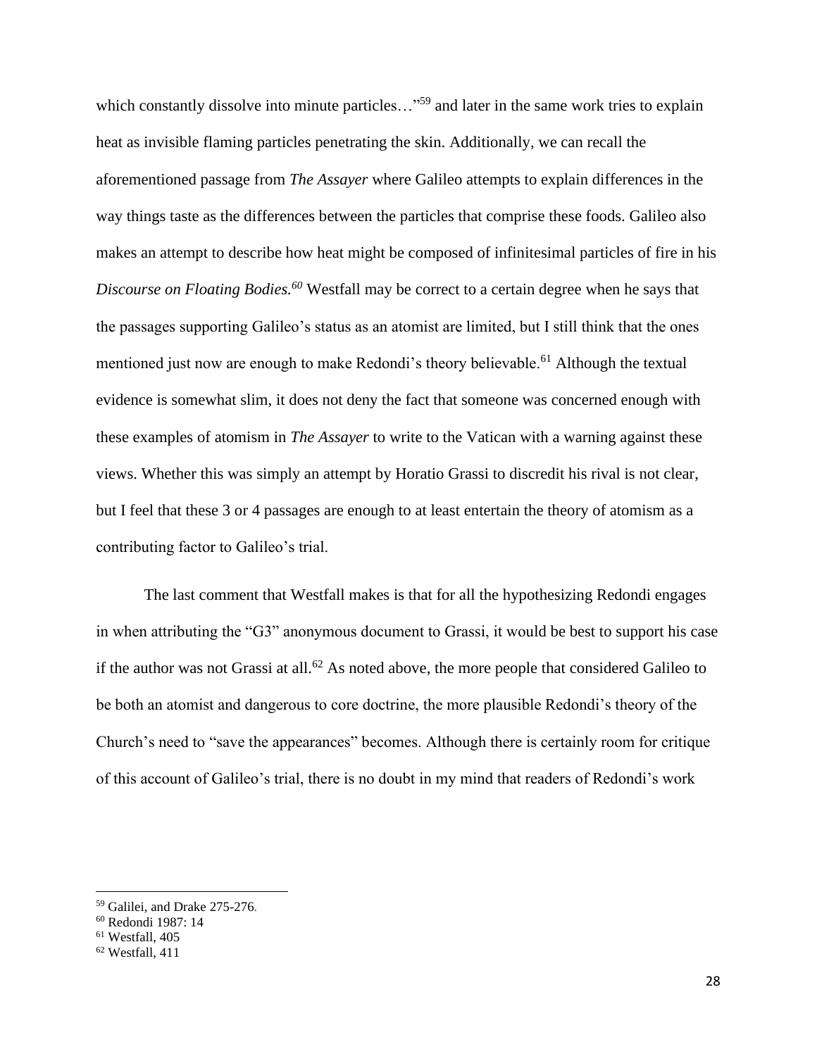which constantly dissolve into minute particles…"[59] and later in the same work tries to explain heat as invisible flaming particles penetrating the skin. Additionally, we can recall the aforementioned passage from *The Assayer* where Galileo attempts to explain differences in the way things taste as the differences between the particles that comprise these foods. Galileo also makes an attempt to describe how heat might be composed of infinitesimal particles of fire in his *Discourse on Floating Bodies.*[60] Westfall may be correct to a certain degree when he says that the passages supporting Galileo's status as an atomist are limited, but I still think that the ones mentioned just now are enough to make Redondi's theory believable.[61] Although the textual evidence is somewhat slim, it does not deny the fact that someone was concerned enough with these examples of atomism in *The Assayer* to write to the Vatican with a warning against these views. Whether this was simply an attempt by Horatio Grassi to discredit his rival is not clear, but I feel that these 3 or 4 passages are enough to at least entertain the theory of atomism as a contributing factor to Galileo's trial.

The last comment that Westfall makes is that for all the hypothesizing Redondi engages in when attributing the "G3" anonymous document to Grassi, it would be best to support his case if the author was not Grassi at all.[62] As noted above, the more people that considered Galileo to be both an atomist and dangerous to core doctrine, the more plausible Redondi's theory of the Church's need to "save the appearances" becomes. Although there is certainly room for critique of this account of Galileo's trial, there is no doubt in my mind that readers of Redondi's work

---

[59] Galilei, and Drake 275-276.

[60] Redondi 1987: 14

[61] Westfall, 405

[62] Westfall, 411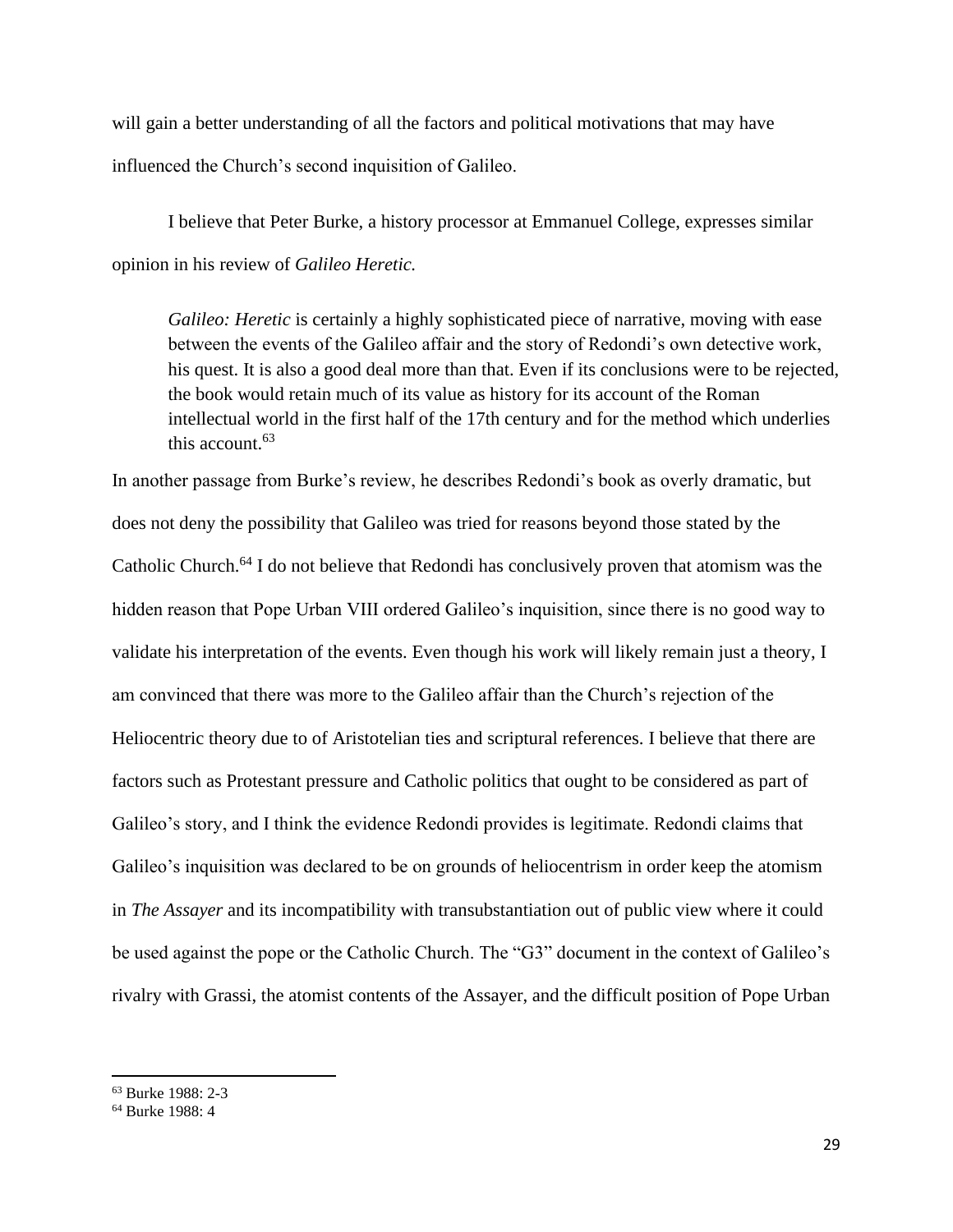will gain a better understanding of all the factors and political motivations that may have influenced the Church's second inquisition of Galileo.

I believe that Peter Burke, a history processor at Emmanuel College, expresses similar opinion in his review of *Galileo Heretic.*

> *Galileo: Heretic* is certainly a highly sophisticated piece of narrative, moving with ease between the events of the Galileo affair and the story of Redondi's own detective work, his quest. It is also a good deal more than that. Even if its conclusions were to be rejected, the book would retain much of its value as history for its account of the Roman intellectual world in the first half of the 17th century and for the method which underlies this account.[63]

In another passage from Burke's review, he describes Redondi's book as overly dramatic, but does not deny the possibility that Galileo was tried for reasons beyond those stated by the Catholic Church.[64] I do not believe that Redondi has conclusively proven that atomism was the hidden reason that Pope Urban VIII ordered Galileo's inquisition, since there is no good way to validate his interpretation of the events. Even though his work will likely remain just a theory, I am convinced that there was more to the Galileo affair than the Church's rejection of the Heliocentric theory due to of Aristotelian ties and scriptural references. I believe that there are factors such as Protestant pressure and Catholic politics that ought to be considered as part of Galileo's story, and I think the evidence Redondi provides is legitimate. Redondi claims that Galileo's inquisition was declared to be on grounds of heliocentrism in order keep the atomism in *The Assayer* and its incompatibility with transubstantiation out of public view where it could be used against the pope or the Catholic Church. The "G3" document in the context of Galileo's rivalry with Grassi, the atomist contents of the Assayer, and the difficult position of Pope Urban

---

[63] Burke 1988: 2-3

[64] Burke 1988: 4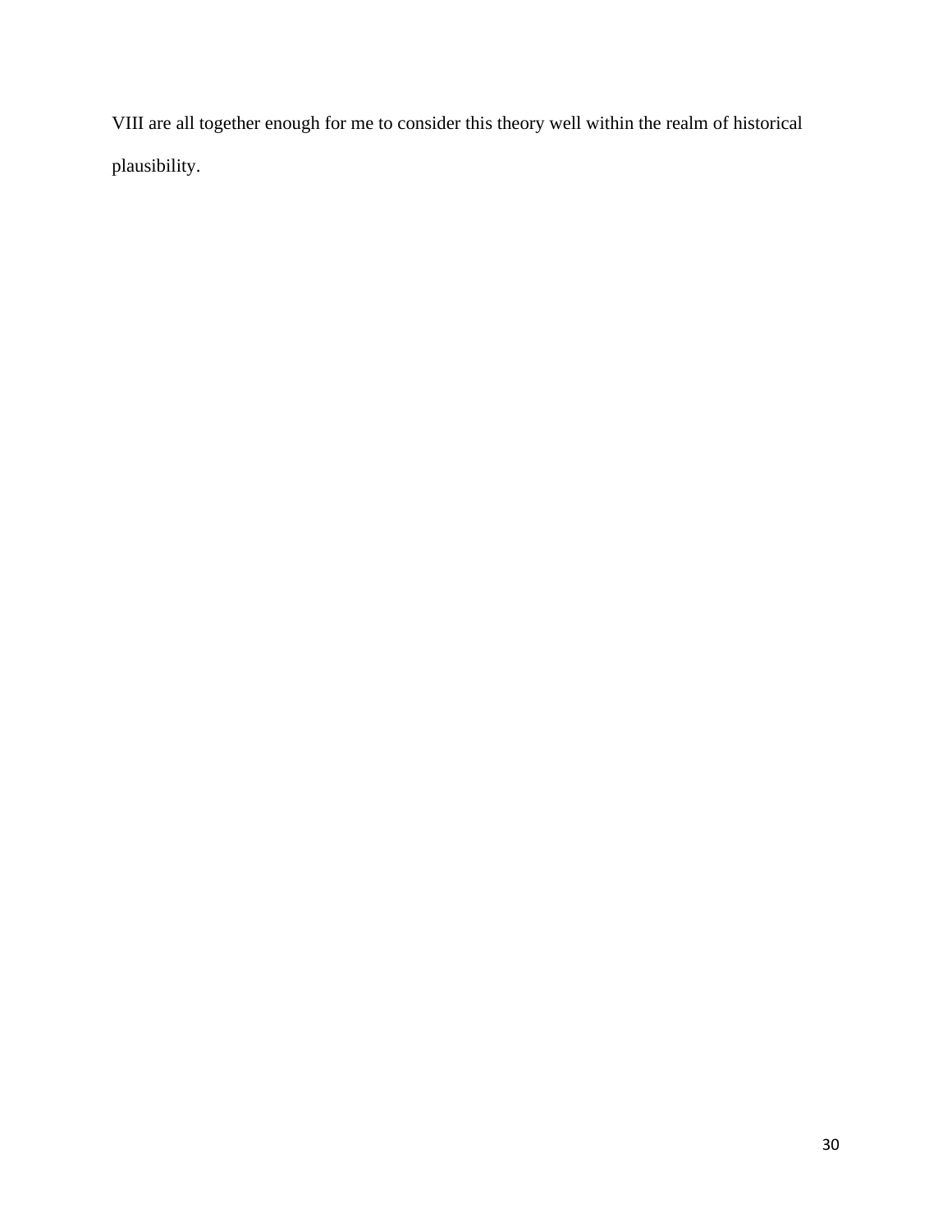VIII are all together enough for me to consider this theory well within the realm of historical plausibility.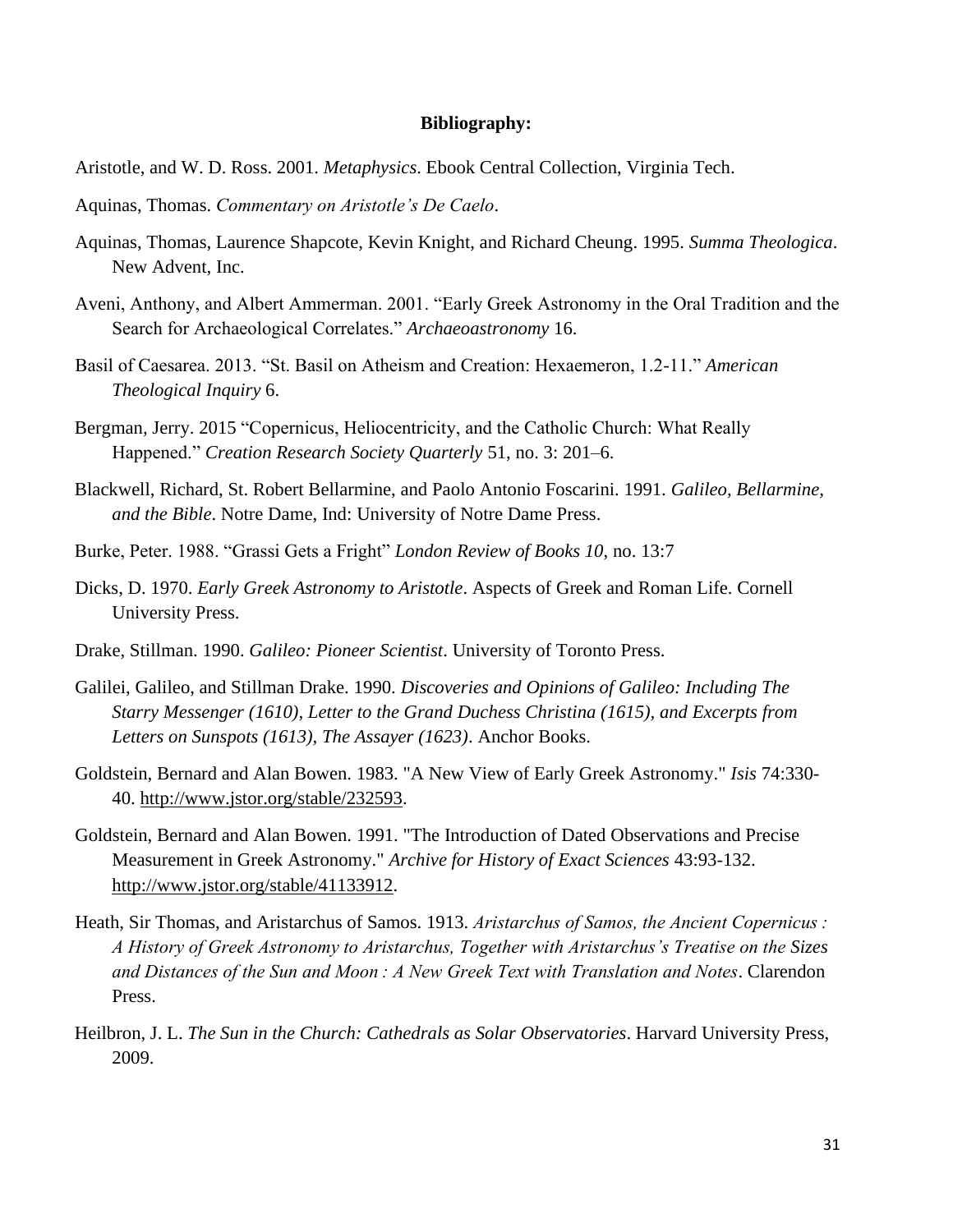**Bibliography:**

Aristotle, and W. D. Ross. 2001. *Metaphysics*. Ebook Central Collection, Virginia Tech.

Aquinas, Thomas. *Commentary on Aristotle's De Caelo*.

Aquinas, Thomas, Laurence Shapcote, Kevin Knight, and Richard Cheung. 1995. *Summa Theologica*. New Advent, Inc.

Aveni, Anthony, and Albert Ammerman. 2001. "Early Greek Astronomy in the Oral Tradition and the Search for Archaeological Correlates." *Archaeoastronomy* 16.

Basil of Caesarea. 2013. "St. Basil on Atheism and Creation: Hexaemeron, 1.2-11." *American Theological Inquiry* 6.

Bergman, Jerry. 2015 "Copernicus, Heliocentricity, and the Catholic Church: What Really Happened." *Creation Research Society Quarterly* 51, no. 3: 201–6.

Blackwell, Richard, St. Robert Bellarmine, and Paolo Antonio Foscarini. 1991. *Galileo, Bellarmine, and the Bible*. Notre Dame, Ind: University of Notre Dame Press.

Burke, Peter. 1988. "Grassi Gets a Fright" *London Review of Books 10*, no. 13:7

Dicks, D. 1970. *Early Greek Astronomy to Aristotle*. Aspects of Greek and Roman Life. Cornell University Press.

Drake, Stillman. 1990. *Galileo: Pioneer Scientist*. University of Toronto Press.

Galilei, Galileo, and Stillman Drake. 1990. *Discoveries and Opinions of Galileo: Including The Starry Messenger (1610), Letter to the Grand Duchess Christina (1615), and Excerpts from Letters on Sunspots (1613), The Assayer (1623)*. Anchor Books.

Goldstein, Bernard and Alan Bowen. 1983. "A New View of Early Greek Astronomy." *Isis* 74:330-40. http://www.jstor.org/stable/232593.

Goldstein, Bernard and Alan Bowen. 1991. "The Introduction of Dated Observations and Precise Measurement in Greek Astronomy." *Archive for History of Exact Sciences* 43:93-132. http://www.jstor.org/stable/41133912.

Heath, Sir Thomas, and Aristarchus of Samos. 1913. *Aristarchus of Samos, the Ancient Copernicus : A History of Greek Astronomy to Aristarchus, Together with Aristarchus's Treatise on the Sizes and Distances of the Sun and Moon : A New Greek Text with Translation and Notes*. Clarendon Press.

Heilbron, J. L. *The Sun in the Church: Cathedrals as Solar Observatories*. Harvard University Press, 2009.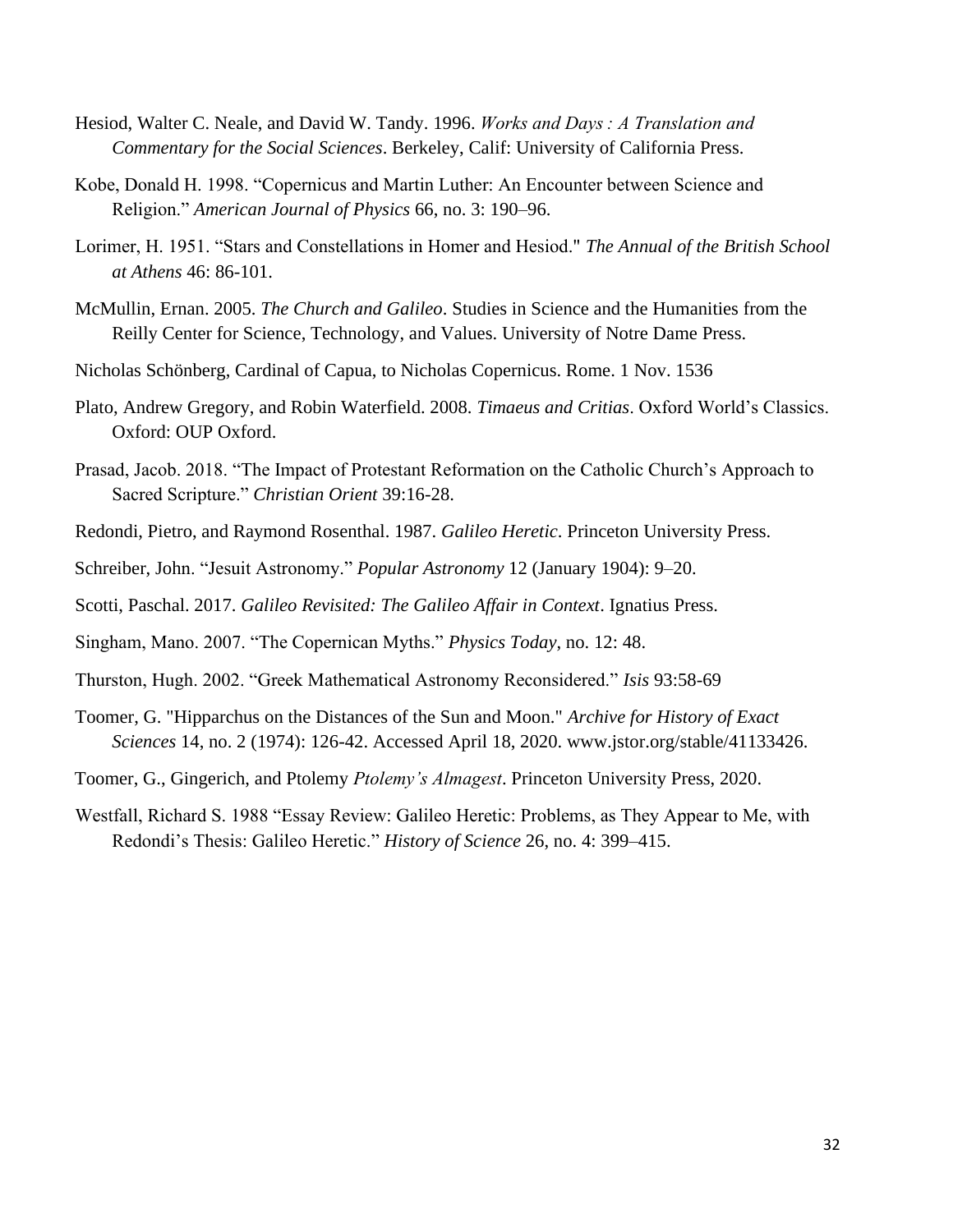Hesiod, Walter C. Neale, and David W. Tandy. 1996. *Works and Days : A Translation and Commentary for the Social Sciences*. Berkeley, Calif: University of California Press.

Kobe, Donald H. 1998. "Copernicus and Martin Luther: An Encounter between Science and Religion." *American Journal of Physics* 66, no. 3: 190–96.

Lorimer, H. 1951. "Stars and Constellations in Homer and Hesiod." *The Annual of the British School at Athens* 46: 86-101.

McMullin, Ernan. 2005. *The Church and Galileo*. Studies in Science and the Humanities from the Reilly Center for Science, Technology, and Values. University of Notre Dame Press.

Nicholas Schönberg, Cardinal of Capua, to Nicholas Copernicus. Rome. 1 Nov. 1536

Plato, Andrew Gregory, and Robin Waterfield. 2008. *Timaeus and Critias*. Oxford World's Classics. Oxford: OUP Oxford.

Prasad, Jacob. 2018. "The Impact of Protestant Reformation on the Catholic Church's Approach to Sacred Scripture." *Christian Orient* 39:16-28.

Redondi, Pietro, and Raymond Rosenthal. 1987. *Galileo Heretic*. Princeton University Press.

Schreiber, John. "Jesuit Astronomy." *Popular Astronomy* 12 (January 1904): 9–20.

Scotti, Paschal. 2017. *Galileo Revisited: The Galileo Affair in Context*. Ignatius Press.

Singham, Mano. 2007. "The Copernican Myths." *Physics Today*, no. 12: 48.

Thurston, Hugh. 2002. "Greek Mathematical Astronomy Reconsidered." *Isis* 93:58-69

Toomer, G. "Hipparchus on the Distances of the Sun and Moon." *Archive for History of Exact Sciences* 14, no. 2 (1974): 126-42. Accessed April 18, 2020. www.jstor.org/stable/41133426.

Toomer, G., Gingerich, and Ptolemy *Ptolemy's Almagest*. Princeton University Press, 2020.

Westfall, Richard S. 1988 "Essay Review: Galileo Heretic: Problems, as They Appear to Me, with Redondi's Thesis: Galileo Heretic." *History of Science* 26, no. 4: 399–415.